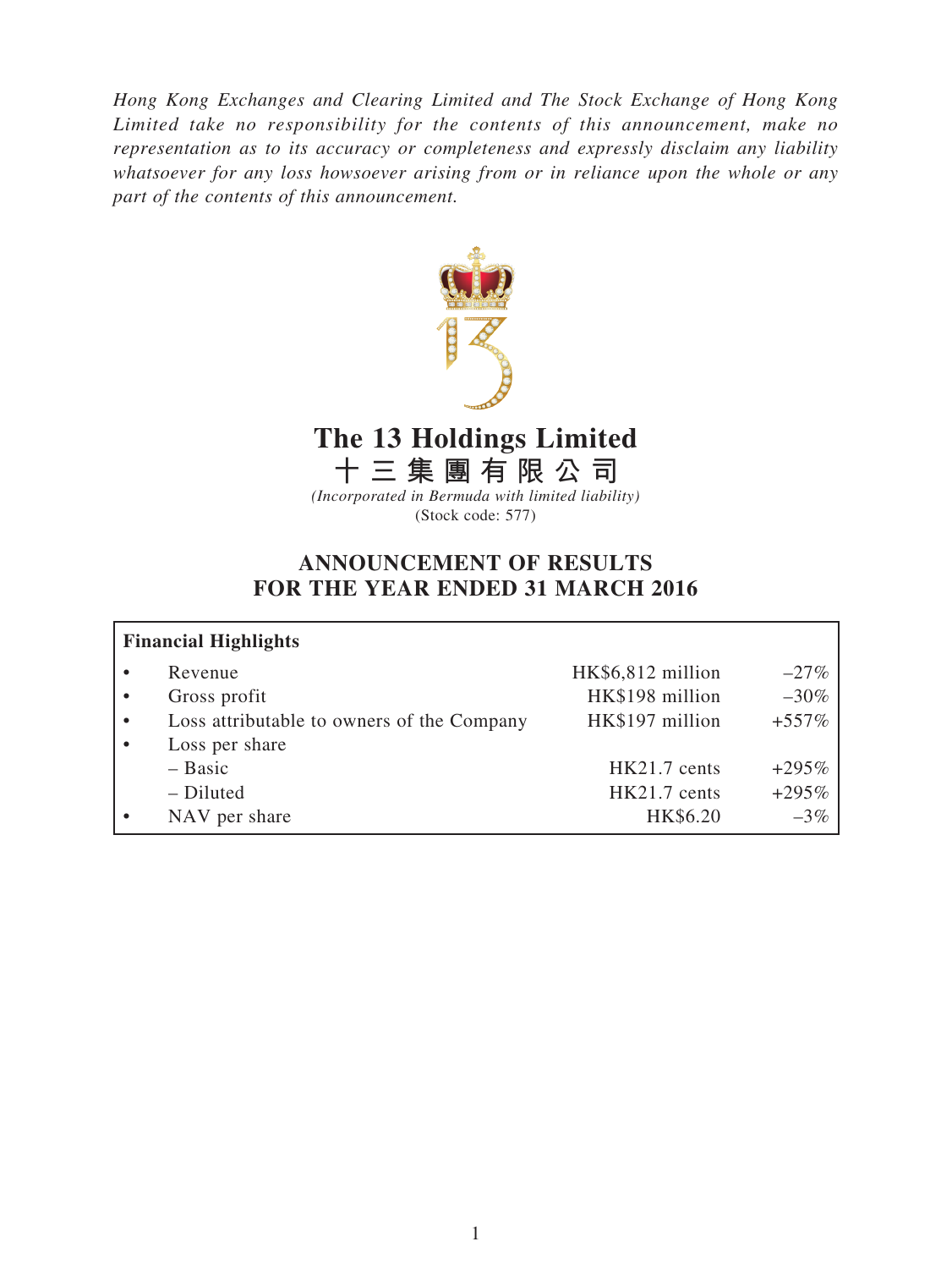*Hong Kong Exchanges and Clearing Limited and The Stock Exchange of Hong Kong Limited take no responsibility for the contents of this announcement, make no representation as to its accuracy or completeness and expressly disclaim any liability whatsoever for any loss howsoever arising from or in reliance upon the whole or any part of the contents of this announcement.*

# The 13 Holdings Limited
# 十三集團有限公司

*(Incorporated in Bermuda with limited liability)*
(Stock code: 577)

## ANNOUNCEMENT OF RESULTS FOR THE YEAR ENDED 31 MARCH 2016

**Financial Highlights**

| | | | |
|---|---|---|---|
| • | Revenue | HK$6,812 million | –27% |
| • | Gross profit | HK$198 million | –30% |
| • | Loss attributable to owners of the Company | HK$197 million | +557% |
| • | Loss per share | | |
| | – Basic | HK21.7 cents | +295% |
| | – Diluted | HK21.7 cents | +295% |
| • | NAV per share | HK$6.20 | –3% |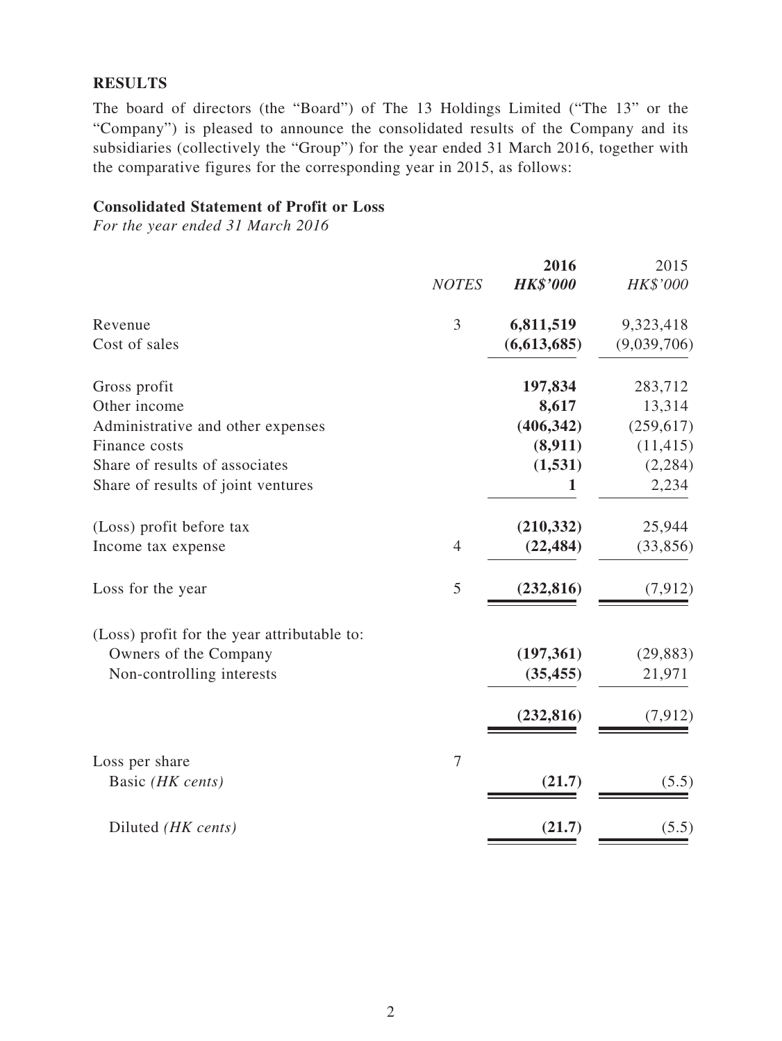## RESULTS

The board of directors (the "Board") of The 13 Holdings Limited ("The 13" or the "Company") is pleased to announce the consolidated results of the Company and its subsidiaries (collectively the "Group") for the year ended 31 March 2016, together with the comparative figures for the corresponding year in 2015, as follows:

### Consolidated Statement of Profit or Loss

*For the year ended 31 March 2016*

| | *NOTES* | **2016** *HK$'000* | 2015 *HK$'000* |
|---|---|---|---|
| Revenue | 3 | **6,811,519** | 9,323,418 |
| Cost of sales | | **(6,613,685)** | (9,039,706) |
| Gross profit | | **197,834** | 283,712 |
| Other income | | **8,617** | 13,314 |
| Administrative and other expenses | | **(406,342)** | (259,617) |
| Finance costs | | **(8,911)** | (11,415) |
| Share of results of associates | | **(1,531)** | (2,284) |
| Share of results of joint ventures | | **1** | 2,234 |
| (Loss) profit before tax | | **(210,332)** | 25,944 |
| Income tax expense | 4 | **(22,484)** | (33,856) |
| Loss for the year | 5 | **(232,816)** | (7,912) |
| (Loss) profit for the year attributable to: | | | |
| Owners of the Company | | **(197,361)** | (29,883) |
| Non-controlling interests | | **(35,455)** | 21,971 |
| | | **(232,816)** | (7,912) |
| Loss per share | 7 | | |
| Basic *(HK cents)* | | **(21.7)** | (5.5) |
| Diluted *(HK cents)* | | **(21.7)** | (5.5) |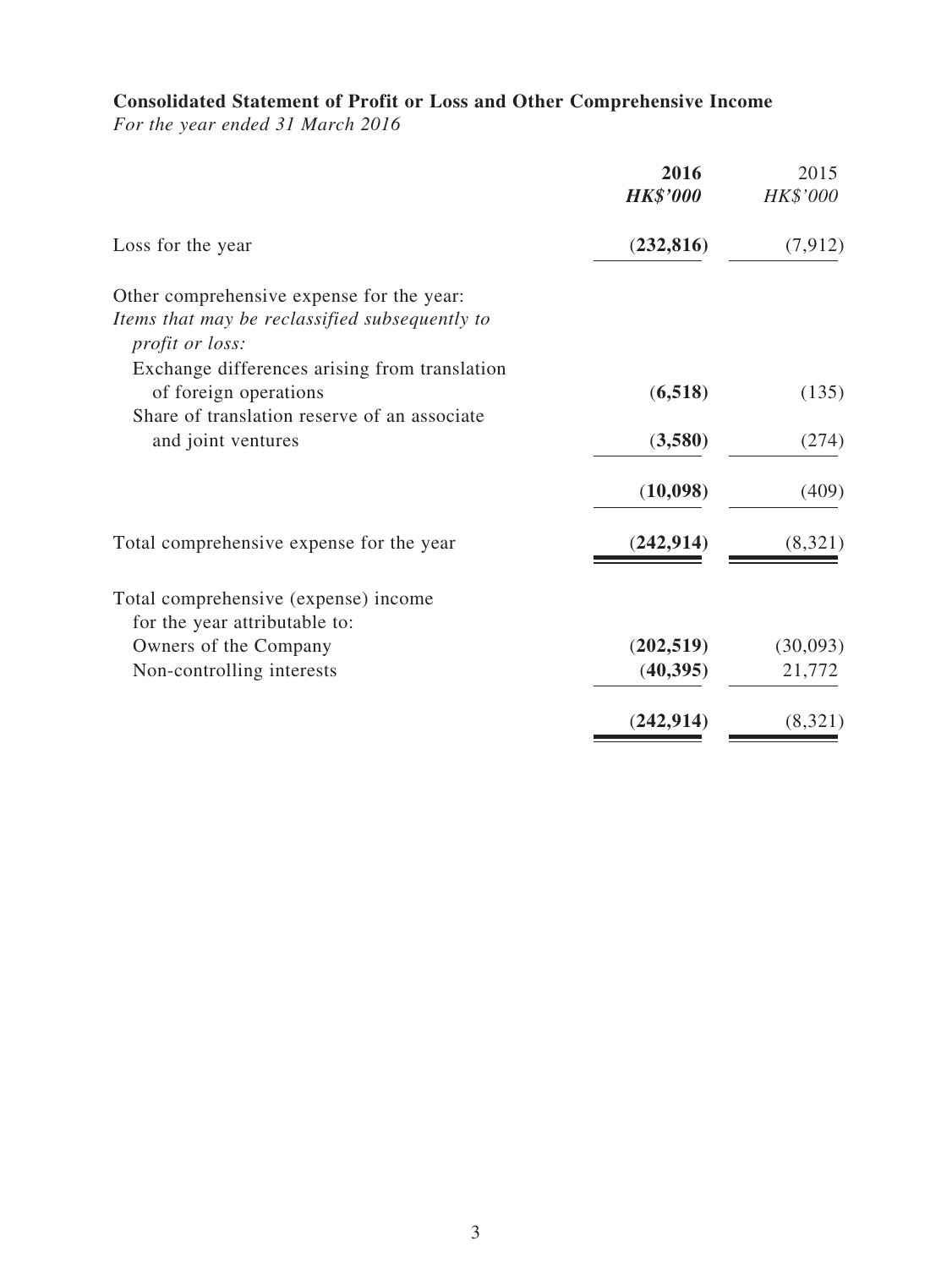**Consolidated Statement of Profit or Loss and Other Comprehensive Income**

*For the year ended 31 March 2016*

| | **2016** | 2015 |
|---|---|---|
| | ***HK$'000*** | *HK$'000* |
| Loss for the year | **(232,816)** | (7,912) |
| Other comprehensive expense for the year: | | |
| *Items that may be reclassified subsequently to profit or loss:* | | |
| Exchange differences arising from translation of foreign operations | **(6,518)** | (135) |
| Share of translation reserve of an associate and joint ventures | **(3,580)** | (274) |
| | **(10,098)** | (409) |
| Total comprehensive expense for the year | **(242,914)** | (8,321) |
| Total comprehensive (expense) income for the year attributable to: | | |
| Owners of the Company | **(202,519)** | (30,093) |
| Non-controlling interests | **(40,395)** | 21,772 |
| | **(242,914)** | (8,321) |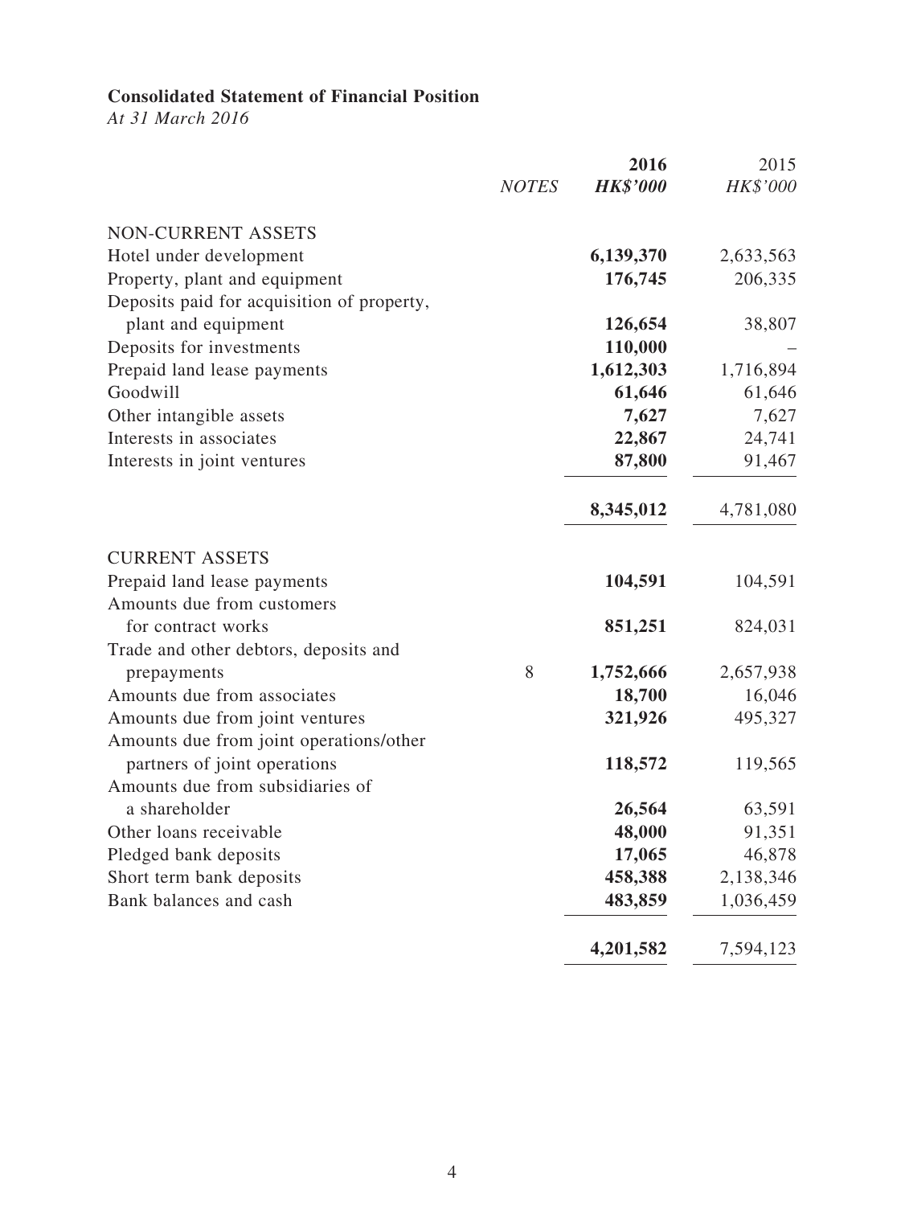**Consolidated Statement of Financial Position**

*At 31 March 2016*

| | *NOTES* | **2016** **HK$'000** | 2015 *HK$'000* |
|---|---|---|---|
| NON-CURRENT ASSETS | | | |
| Hotel under development | | **6,139,370** | 2,633,563 |
| Property, plant and equipment | | **176,745** | 206,335 |
| Deposits paid for acquisition of property, plant and equipment | | **126,654** | 38,807 |
| Deposits for investments | | **110,000** | – |
| Prepaid land lease payments | | **1,612,303** | 1,716,894 |
| Goodwill | | **61,646** | 61,646 |
| Other intangible assets | | **7,627** | 7,627 |
| Interests in associates | | **22,867** | 24,741 |
| Interests in joint ventures | | **87,800** | 91,467 |
| | | **8,345,012** | 4,781,080 |
| CURRENT ASSETS | | | |
| Prepaid land lease payments | | **104,591** | 104,591 |
| Amounts due from customers for contract works | | **851,251** | 824,031 |
| Trade and other debtors, deposits and prepayments | 8 | **1,752,666** | 2,657,938 |
| Amounts due from associates | | **18,700** | 16,046 |
| Amounts due from joint ventures | | **321,926** | 495,327 |
| Amounts due from joint operations/other partners of joint operations | | **118,572** | 119,565 |
| Amounts due from subsidiaries of a shareholder | | **26,564** | 63,591 |
| Other loans receivable | | **48,000** | 91,351 |
| Pledged bank deposits | | **17,065** | 46,878 |
| Short term bank deposits | | **458,388** | 2,138,346 |
| Bank balances and cash | | **483,859** | 1,036,459 |
| | | **4,201,582** | 7,594,123 |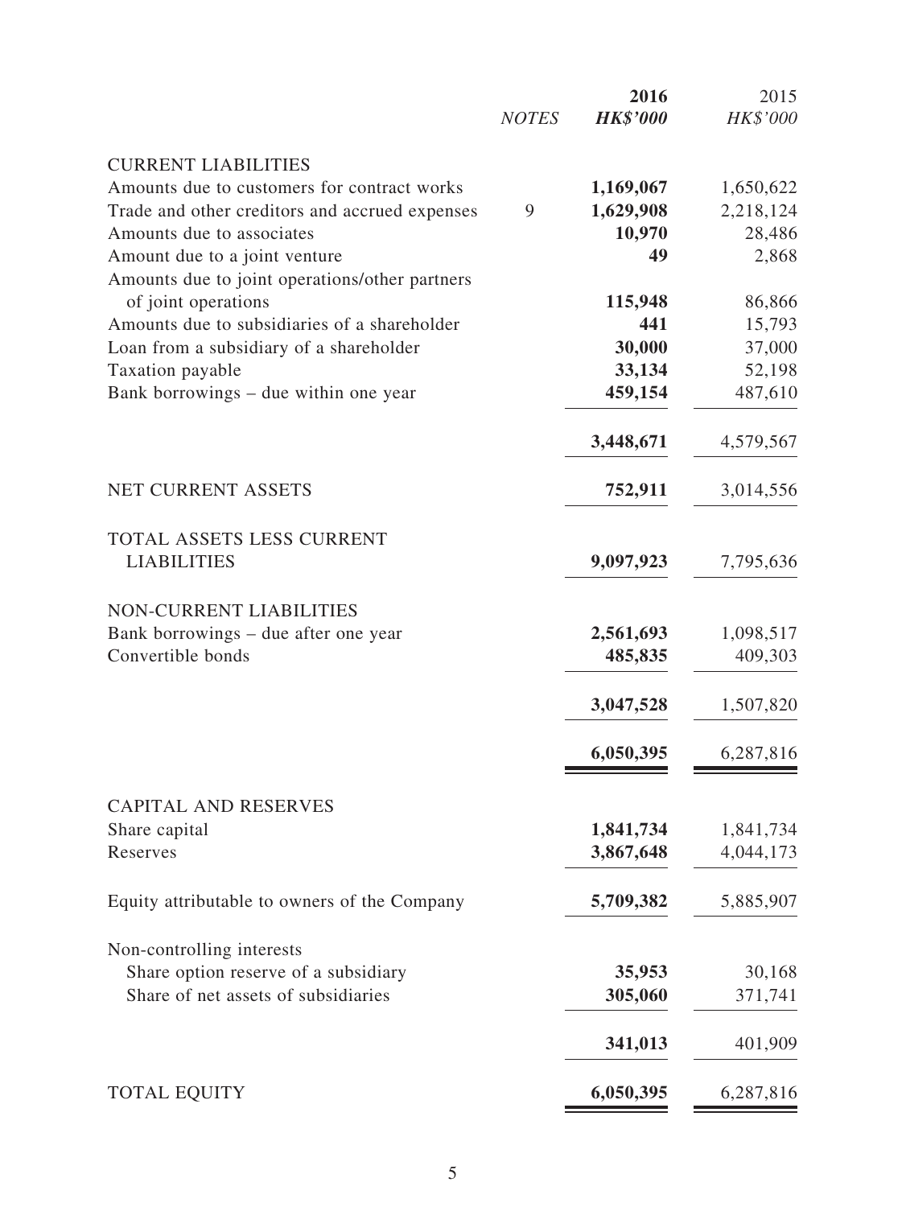| | NOTES | 2016<br>HK$'000 | 2015<br>HK$'000 |
|---|---|---|---|
| CURRENT LIABILITIES | | | |
| Amounts due to customers for contract works | | **1,169,067** | 1,650,622 |
| Trade and other creditors and accrued expenses | 9 | **1,629,908** | 2,218,124 |
| Amounts due to associates | | **10,970** | 28,486 |
| Amount due to a joint venture | | **49** | 2,868 |
| Amounts due to joint operations/other partners of joint operations | | **115,948** | 86,866 |
| Amounts due to subsidiaries of a shareholder | | **441** | 15,793 |
| Loan from a subsidiary of a shareholder | | **30,000** | 37,000 |
| Taxation payable | | **33,134** | 52,198 |
| Bank borrowings – due within one year | | **459,154** | 487,610 |
| | | **3,448,671** | 4,579,567 |
| NET CURRENT ASSETS | | **752,911** | 3,014,556 |
| TOTAL ASSETS LESS CURRENT LIABILITIES | | **9,097,923** | 7,795,636 |
| NON-CURRENT LIABILITIES | | | |
| Bank borrowings – due after one year | | **2,561,693** | 1,098,517 |
| Convertible bonds | | **485,835** | 409,303 |
| | | **3,047,528** | 1,507,820 |
| | | **6,050,395** | 6,287,816 |
| CAPITAL AND RESERVES | | | |
| Share capital | | **1,841,734** | 1,841,734 |
| Reserves | | **3,867,648** | 4,044,173 |
| Equity attributable to owners of the Company | | **5,709,382** | 5,885,907 |
| Non-controlling interests | | | |
| Share option reserve of a subsidiary | | **35,953** | 30,168 |
| Share of net assets of subsidiaries | | **305,060** | 371,741 |
| | | **341,013** | 401,909 |
| TOTAL EQUITY | | **6,050,395** | 6,287,816 |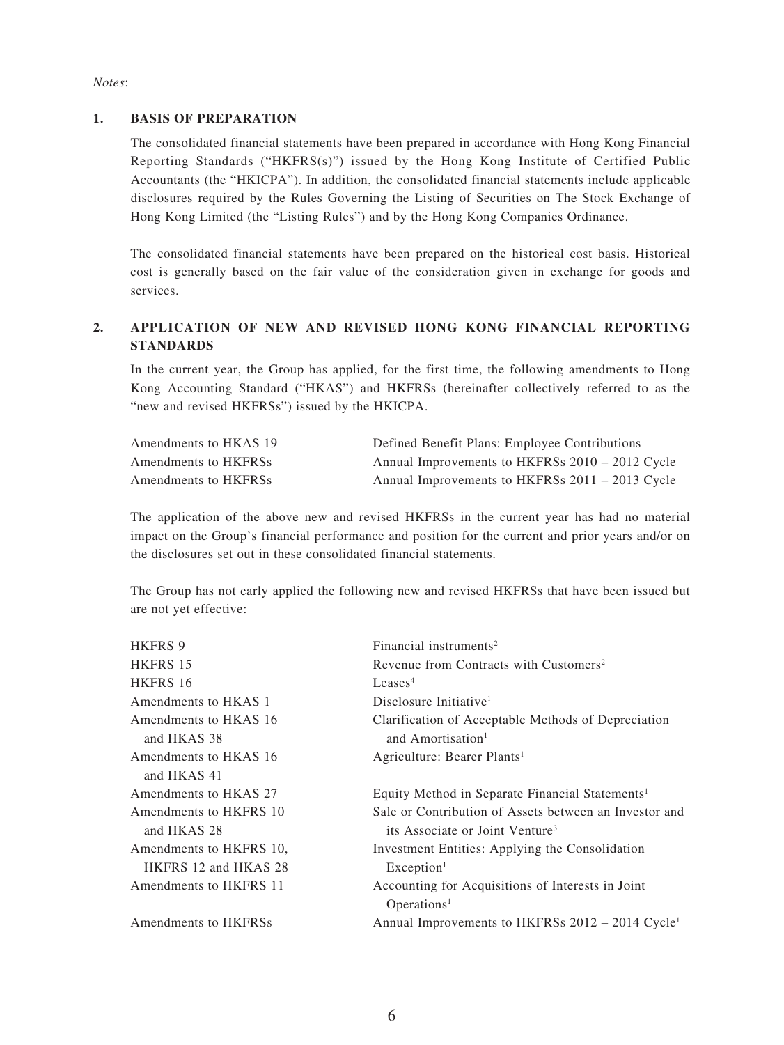*Notes*:

## 1. BASIS OF PREPARATION

The consolidated financial statements have been prepared in accordance with Hong Kong Financial Reporting Standards ("HKFRS(s)") issued by the Hong Kong Institute of Certified Public Accountants (the "HKICPA"). In addition, the consolidated financial statements include applicable disclosures required by the Rules Governing the Listing of Securities on The Stock Exchange of Hong Kong Limited (the "Listing Rules") and by the Hong Kong Companies Ordinance.

The consolidated financial statements have been prepared on the historical cost basis. Historical cost is generally based on the fair value of the consideration given in exchange for goods and services.

## 2. APPLICATION OF NEW AND REVISED HONG KONG FINANCIAL REPORTING STANDARDS

In the current year, the Group has applied, for the first time, the following amendments to Hong Kong Accounting Standard ("HKAS") and HKFRSs (hereinafter collectively referred to as the "new and revised HKFRSs") issued by the HKICPA.

| | |
|---|---|
| Amendments to HKAS 19 | Defined Benefit Plans: Employee Contributions |
| Amendments to HKFRSs | Annual Improvements to HKFRSs 2010 – 2012 Cycle |
| Amendments to HKFRSs | Annual Improvements to HKFRSs 2011 – 2013 Cycle |

The application of the above new and revised HKFRSs in the current year has had no material impact on the Group's financial performance and position for the current and prior years and/or on the disclosures set out in these consolidated financial statements.

The Group has not early applied the following new and revised HKFRSs that have been issued but are not yet effective:

| | |
|---|---|
| HKFRS 9 | Financial instruments[2] |
| HKFRS 15 | Revenue from Contracts with Customers[2] |
| HKFRS 16 | Leases[4] |
| Amendments to HKAS 1 | Disclosure Initiative[1] |
| Amendments to HKAS 16 and HKAS 38 | Clarification of Acceptable Methods of Depreciation and Amortisation[1] |
| Amendments to HKAS 16 and HKAS 41 | Agriculture: Bearer Plants[1] |
| Amendments to HKAS 27 | Equity Method in Separate Financial Statements[1] |
| Amendments to HKFRS 10 and HKAS 28 | Sale or Contribution of Assets between an Investor and its Associate or Joint Venture[3] |
| Amendments to HKFRS 10, HKFRS 12 and HKAS 28 | Investment Entities: Applying the Consolidation Exception[1] |
| Amendments to HKFRS 11 | Accounting for Acquisitions of Interests in Joint Operations[1] |
| Amendments to HKFRSs | Annual Improvements to HKFRSs 2012 – 2014 Cycle[1] |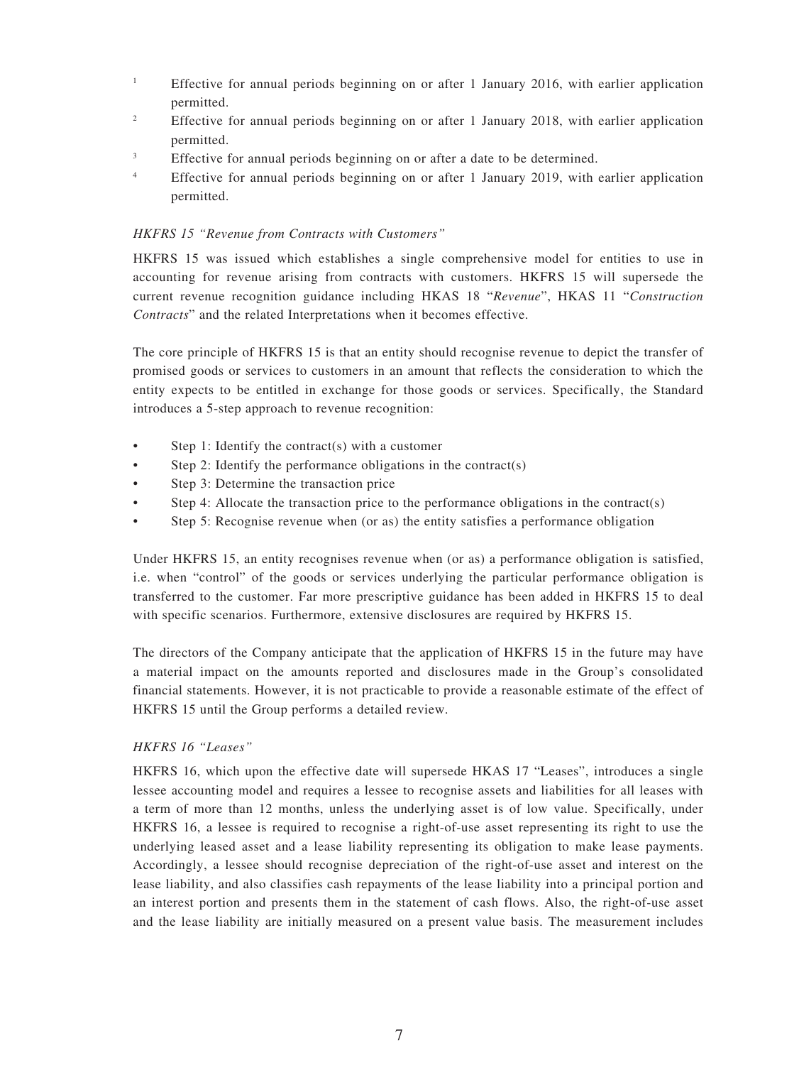1. Effective for annual periods beginning on or after 1 January 2016, with earlier application permitted.
2. Effective for annual periods beginning on or after 1 January 2018, with earlier application permitted.
3. Effective for annual periods beginning on or after a date to be determined.
4. Effective for annual periods beginning on or after 1 January 2019, with earlier application permitted.

*HKFRS 15 "Revenue from Contracts with Customers"*

HKFRS 15 was issued which establishes a single comprehensive model for entities to use in accounting for revenue arising from contracts with customers. HKFRS 15 will supersede the current revenue recognition guidance including HKAS 18 "*Revenue*", HKAS 11 "*Construction Contracts*" and the related Interpretations when it becomes effective.

The core principle of HKFRS 15 is that an entity should recognise revenue to depict the transfer of promised goods or services to customers in an amount that reflects the consideration to which the entity expects to be entitled in exchange for those goods or services. Specifically, the Standard introduces a 5-step approach to revenue recognition:

- Step 1: Identify the contract(s) with a customer
- Step 2: Identify the performance obligations in the contract(s)
- Step 3: Determine the transaction price
- Step 4: Allocate the transaction price to the performance obligations in the contract(s)
- Step 5: Recognise revenue when (or as) the entity satisfies a performance obligation

Under HKFRS 15, an entity recognises revenue when (or as) a performance obligation is satisfied, i.e. when "control" of the goods or services underlying the particular performance obligation is transferred to the customer. Far more prescriptive guidance has been added in HKFRS 15 to deal with specific scenarios. Furthermore, extensive disclosures are required by HKFRS 15.

The directors of the Company anticipate that the application of HKFRS 15 in the future may have a material impact on the amounts reported and disclosures made in the Group's consolidated financial statements. However, it is not practicable to provide a reasonable estimate of the effect of HKFRS 15 until the Group performs a detailed review.

*HKFRS 16 "Leases"*

HKFRS 16, which upon the effective date will supersede HKAS 17 "Leases", introduces a single lessee accounting model and requires a lessee to recognise assets and liabilities for all leases with a term of more than 12 months, unless the underlying asset is of low value. Specifically, under HKFRS 16, a lessee is required to recognise a right-of-use asset representing its right to use the underlying leased asset and a lease liability representing its obligation to make lease payments. Accordingly, a lessee should recognise depreciation of the right-of-use asset and interest on the lease liability, and also classifies cash repayments of the lease liability into a principal portion and an interest portion and presents them in the statement of cash flows. Also, the right-of-use asset and the lease liability are initially measured on a present value basis. The measurement includes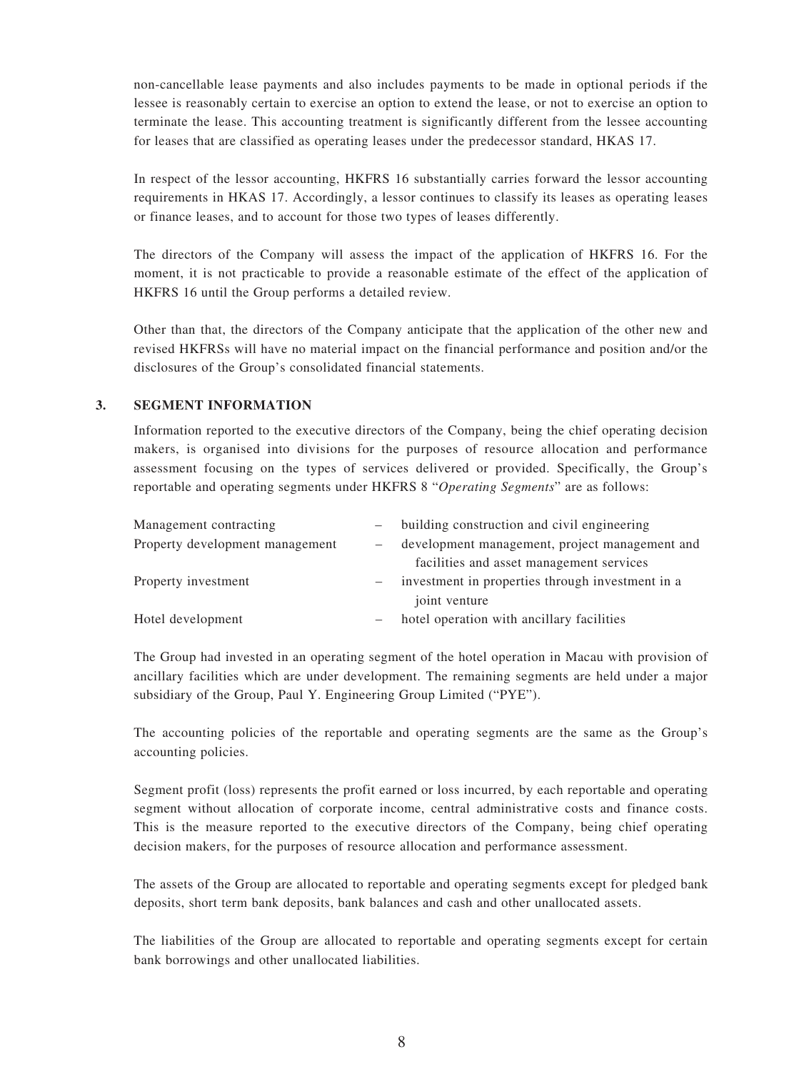non-cancellable lease payments and also includes payments to be made in optional periods if the lessee is reasonably certain to exercise an option to extend the lease, or not to exercise an option to terminate the lease. This accounting treatment is significantly different from the lessee accounting for leases that are classified as operating leases under the predecessor standard, HKAS 17.

In respect of the lessor accounting, HKFRS 16 substantially carries forward the lessor accounting requirements in HKAS 17. Accordingly, a lessor continues to classify its leases as operating leases or finance leases, and to account for those two types of leases differently.

The directors of the Company will assess the impact of the application of HKFRS 16. For the moment, it is not practicable to provide a reasonable estimate of the effect of the application of HKFRS 16 until the Group performs a detailed review.

Other than that, the directors of the Company anticipate that the application of the other new and revised HKFRSs will have no material impact on the financial performance and position and/or the disclosures of the Group's consolidated financial statements.

## 3. SEGMENT INFORMATION

Information reported to the executive directors of the Company, being the chief operating decision makers, is organised into divisions for the purposes of resource allocation and performance assessment focusing on the types of services delivered or provided. Specifically, the Group's reportable and operating segments under HKFRS 8 "*Operating Segments*" are as follows:

| | | |
|---|---|---|
| Management contracting | – | building construction and civil engineering |
| Property development management | – | development management, project management and facilities and asset management services |
| Property investment | – | investment in properties through investment in a joint venture |
| Hotel development | – | hotel operation with ancillary facilities |

The Group had invested in an operating segment of the hotel operation in Macau with provision of ancillary facilities which are under development. The remaining segments are held under a major subsidiary of the Group, Paul Y. Engineering Group Limited ("PYE").

The accounting policies of the reportable and operating segments are the same as the Group's accounting policies.

Segment profit (loss) represents the profit earned or loss incurred, by each reportable and operating segment without allocation of corporate income, central administrative costs and finance costs. This is the measure reported to the executive directors of the Company, being chief operating decision makers, for the purposes of resource allocation and performance assessment.

The assets of the Group are allocated to reportable and operating segments except for pledged bank deposits, short term bank deposits, bank balances and cash and other unallocated assets.

The liabilities of the Group are allocated to reportable and operating segments except for certain bank borrowings and other unallocated liabilities.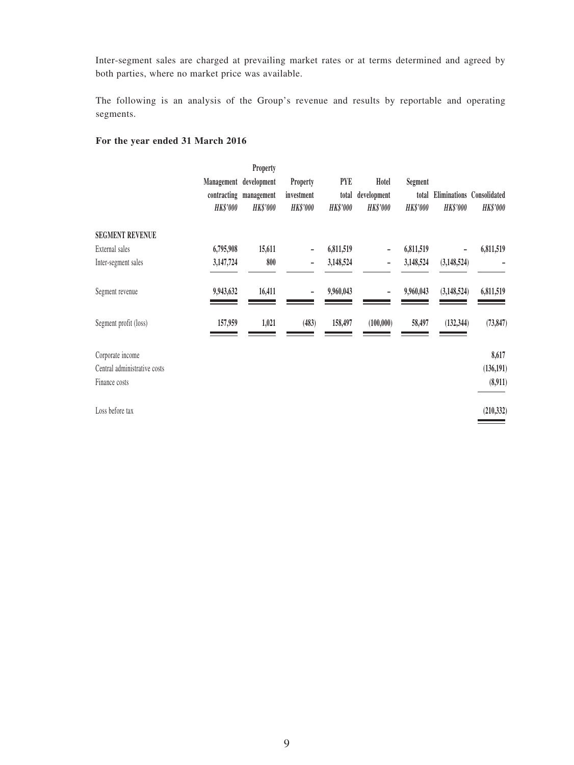Inter-segment sales are charged at prevailing market rates or at terms determined and agreed by both parties, where no market price was available.

The following is an analysis of the Group's revenue and results by reportable and operating segments.

**For the year ended 31 March 2016**

| | Management contracting | Property development management | Property investment | PYE total | Hotel development | Segment total | Eliminations | Consolidated |
|---|---|---|---|---|---|---|---|---|
| | *HK$'000* | *HK$'000* | *HK$'000* | *HK$'000* | *HK$'000* | *HK$'000* | *HK$'000* | *HK$'000* |
| **SEGMENT REVENUE** | | | | | | | | |
| External sales | **6,795,908** | **15,611** | **–** | **6,811,519** | **–** | **6,811,519** | **–** | **6,811,519** |
| Inter-segment sales | **3,147,724** | **800** | **–** | **3,148,524** | **–** | **3,148,524** | **(3,148,524)** | **–** |
| Segment revenue | **9,943,632** | **16,411** | **–** | **9,960,043** | **–** | **9,960,043** | **(3,148,524)** | **6,811,519** |
| Segment profit (loss) | **157,959** | **1,021** | **(483)** | **158,497** | **(100,000)** | **58,497** | **(132,344)** | **(73,847)** |
| Corporate income | | | | | | | | **8,617** |
| Central administrative costs | | | | | | | | **(136,191)** |
| Finance costs | | | | | | | | **(8,911)** |
| Loss before tax | | | | | | | | **(210,332)** |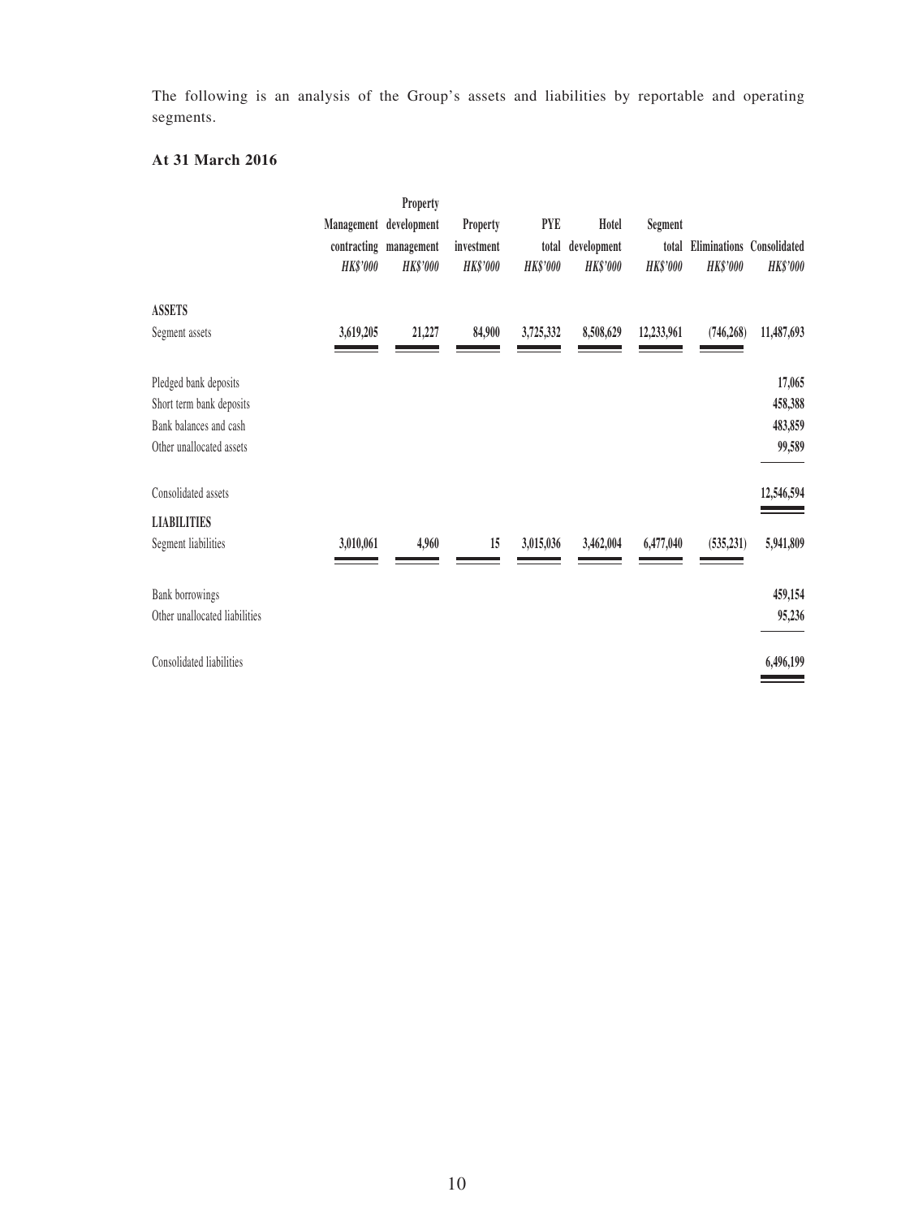The following is an analysis of the Group's assets and liabilities by reportable and operating segments.

**At 31 March 2016**

| | Management contracting | Property development management | Property investment | PYE total | Hotel development | Segment total | Eliminations | Consolidated |
|---|---|---|---|---|---|---|---|---|
| | *HK$'000* | *HK$'000* | *HK$'000* | *HK$'000* | *HK$'000* | *HK$'000* | *HK$'000* | *HK$'000* |
| **ASSETS** | | | | | | | | |
| Segment assets | 3,619,205 | 21,227 | 84,900 | 3,725,332 | 8,508,629 | 12,233,961 | (746,268) | 11,487,693 |
| Pledged bank deposits | | | | | | | | 17,065 |
| Short term bank deposits | | | | | | | | 458,388 |
| Bank balances and cash | | | | | | | | 483,859 |
| Other unallocated assets | | | | | | | | 99,589 |
| Consolidated assets | | | | | | | | 12,546,594 |
| **LIABILITIES** | | | | | | | | |
| Segment liabilities | 3,010,061 | 4,960 | 15 | 3,015,036 | 3,462,004 | 6,477,040 | (535,231) | 5,941,809 |
| Bank borrowings | | | | | | | | 459,154 |
| Other unallocated liabilities | | | | | | | | 95,236 |
| Consolidated liabilities | | | | | | | | 6,496,199 |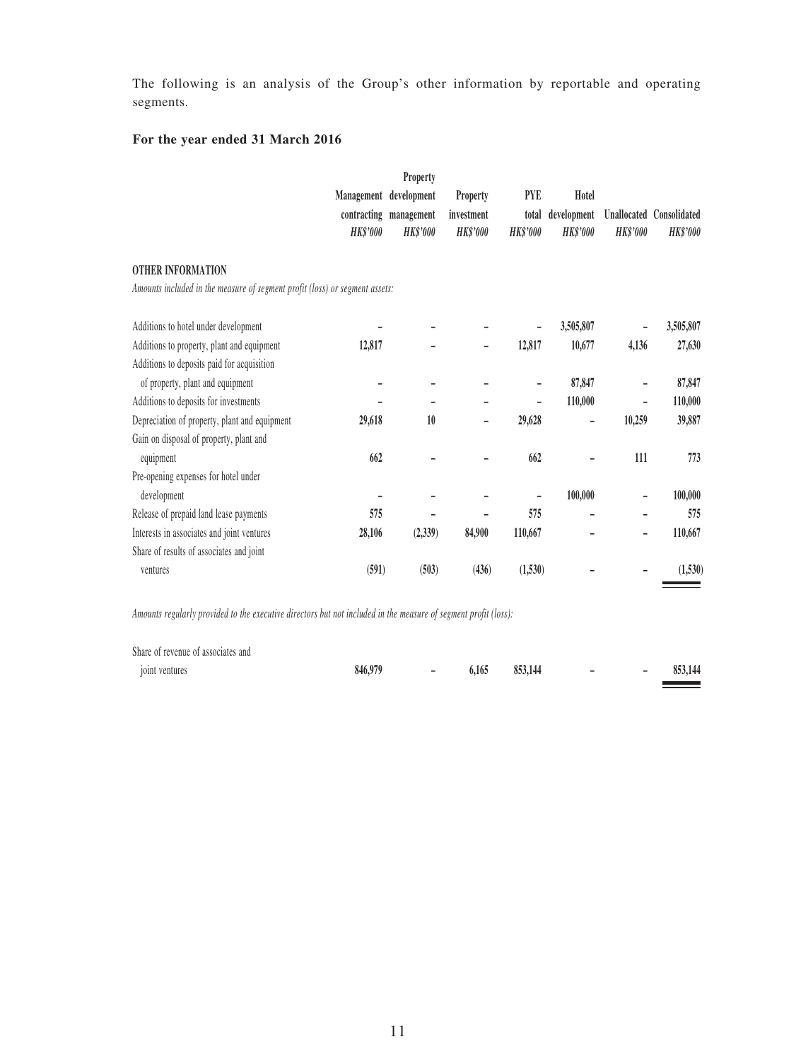The following is an analysis of the Group's other information by reportable and operating segments.

**For the year ended 31 March 2016**

| | Management contracting *HK$'000* | Property development management *HK$'000* | Property investment *HK$'000* | PYE total *HK$'000* | Hotel development *HK$'000* | Unallocated *HK$'000* | Consolidated *HK$'000* |
|---|---|---|---|---|---|---|---|
| **OTHER INFORMATION** | | | | | | | |
| *Amounts included in the measure of segment profit (loss) or segment assets:* | | | | | | | |
| Additions to hotel under development | – | – | – | – | 3,505,807 | – | 3,505,807 |
| Additions to property, plant and equipment | 12,817 | – | – | 12,817 | 10,677 | 4,136 | 27,630 |
| Additions to deposits paid for acquisition of property, plant and equipment | – | – | – | – | 87,847 | – | 87,847 |
| Additions to deposits for investments | – | – | – | – | 110,000 | – | 110,000 |
| Depreciation of property, plant and equipment | 29,618 | 10 | – | 29,628 | – | 10,259 | 39,887 |
| Gain on disposal of property, plant and equipment | 662 | – | – | 662 | – | 111 | 773 |
| Pre-opening expenses for hotel under development | – | – | – | – | 100,000 | – | 100,000 |
| Release of prepaid land lease payments | 575 | – | – | 575 | – | – | 575 |
| Interests in associates and joint ventures | 28,106 | (2,339) | 84,900 | 110,667 | – | – | 110,667 |
| Share of results of associates and joint ventures | (591) | (503) | (436) | (1,530) | – | – | (1,530) |
| *Amounts regularly provided to the executive directors but not included in the measure of segment profit (loss):* | | | | | | | |
| Share of revenue of associates and joint ventures | 846,979 | – | 6,165 | 853,144 | – | – | 853,144 |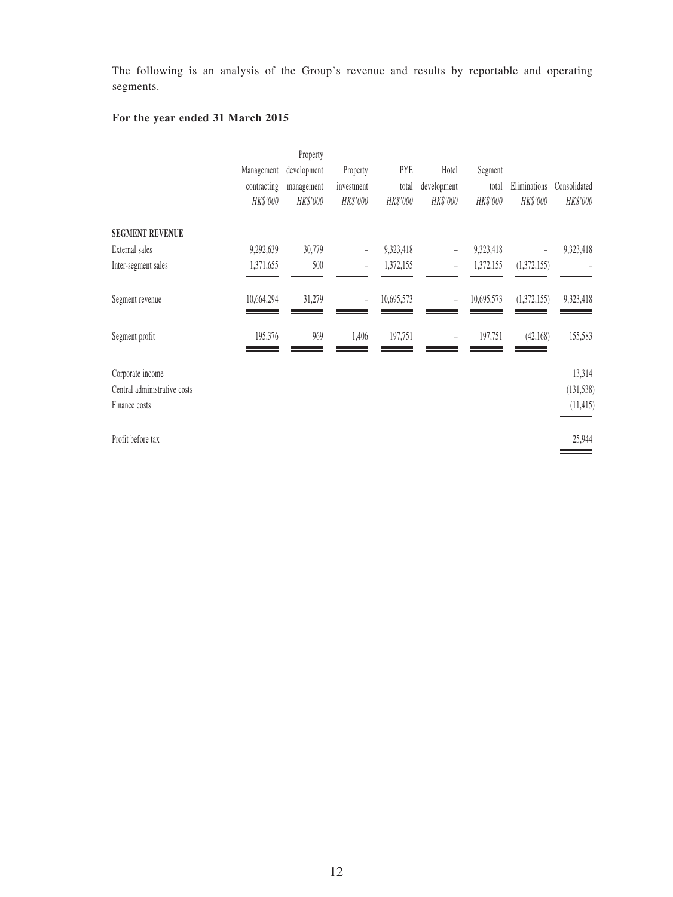The following is an analysis of the Group's revenue and results by reportable and operating segments.

**For the year ended 31 March 2015**

| | Management contracting | Property development management | Property investment | PYE total | Hotel development | Segment total | Eliminations | Consolidated |
|---|---|---|---|---|---|---|---|---|
| | *HK$'000* | *HK$'000* | *HK$'000* | *HK$'000* | *HK$'000* | *HK$'000* | *HK$'000* | *HK$'000* |
| **SEGMENT REVENUE** | | | | | | | | |
| External sales | 9,292,639 | 30,779 | – | 9,323,418 | – | 9,323,418 | – | 9,323,418 |
| Inter-segment sales | 1,371,655 | 500 | – | 1,372,155 | – | 1,372,155 | (1,372,155) | – |
| Segment revenue | 10,664,294 | 31,279 | – | 10,695,573 | – | 10,695,573 | (1,372,155) | 9,323,418 |
| Segment profit | 195,376 | 969 | 1,406 | 197,751 | – | 197,751 | (42,168) | 155,583 |
| Corporate income | | | | | | | | 13,314 |
| Central administrative costs | | | | | | | | (131,538) |
| Finance costs | | | | | | | | (11,415) |
| Profit before tax | | | | | | | | 25,944 |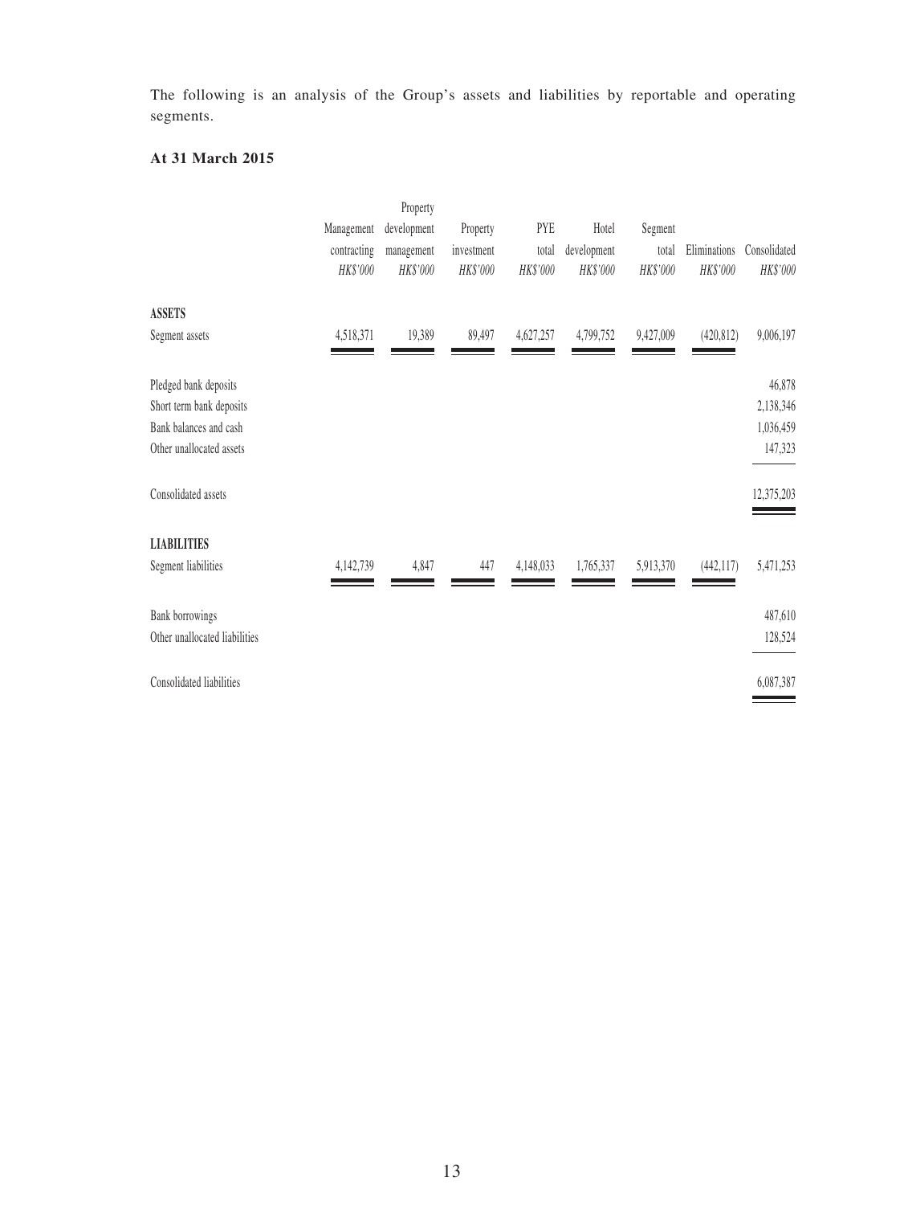The following is an analysis of the Group's assets and liabilities by reportable and operating segments.

**At 31 March 2015**

| | Management contracting | Property development management | Property investment | PYE total | Hotel development | Segment total | Eliminations | Consolidated |
|---|---|---|---|---|---|---|---|---|
| | *HK$'000* | *HK$'000* | *HK$'000* | *HK$'000* | *HK$'000* | *HK$'000* | *HK$'000* | *HK$'000* |
| **ASSETS** | | | | | | | | |
| Segment assets | 4,518,371 | 19,389 | 89,497 | 4,627,257 | 4,799,752 | 9,427,009 | (420,812) | 9,006,197 |
| Pledged bank deposits | | | | | | | | 46,878 |
| Short term bank deposits | | | | | | | | 2,138,346 |
| Bank balances and cash | | | | | | | | 1,036,459 |
| Other unallocated assets | | | | | | | | 147,323 |
| Consolidated assets | | | | | | | | 12,375,203 |
| **LIABILITIES** | | | | | | | | |
| Segment liabilities | 4,142,739 | 4,847 | 447 | 4,148,033 | 1,765,337 | 5,913,370 | (442,117) | 5,471,253 |
| Bank borrowings | | | | | | | | 487,610 |
| Other unallocated liabilities | | | | | | | | 128,524 |
| Consolidated liabilities | | | | | | | | 6,087,387 |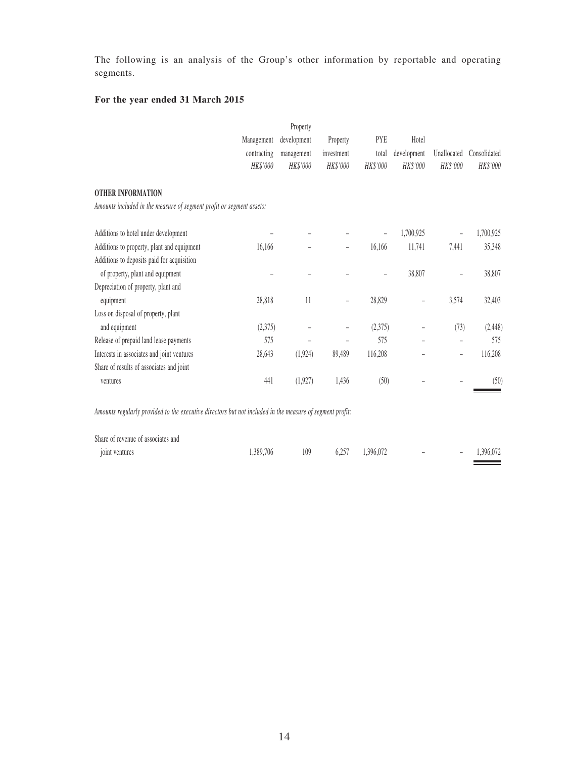The following is an analysis of the Group's other information by reportable and operating segments.

**For the year ended 31 March 2015**

| | Management contracting *HK$'000* | Property development management *HK$'000* | Property investment *HK$'000* | PYE total *HK$'000* | Hotel development *HK$'000* | Unallocated *HK$'000* | Consolidated *HK$'000* |
|---|---|---|---|---|---|---|---|
| **OTHER INFORMATION** | | | | | | | |
| *Amounts included in the measure of segment profit or segment assets:* | | | | | | | |
| Additions to hotel under development | – | – | – | – | 1,700,925 | – | 1,700,925 |
| Additions to property, plant and equipment | 16,166 | – | – | 16,166 | 11,741 | 7,441 | 35,348 |
| Additions to deposits paid for acquisition of property, plant and equipment | – | – | – | – | 38,807 | – | 38,807 |
| Depreciation of property, plant and equipment | 28,818 | 11 | – | 28,829 | – | 3,574 | 32,403 |
| Loss on disposal of property, plant and equipment | (2,375) | – | – | (2,375) | – | (73) | (2,448) |
| Release of prepaid land lease payments | 575 | – | – | 575 | – | – | 575 |
| Interests in associates and joint ventures | 28,643 | (1,924) | 89,489 | 116,208 | – | – | 116,208 |
| Share of results of associates and joint ventures | 441 | (1,927) | 1,436 | (50) | – | – | (50) |
| *Amounts regularly provided to the executive directors but not included in the measure of segment profit:* | | | | | | | |
| Share of revenue of associates and joint ventures | 1,389,706 | 109 | 6,257 | 1,396,072 | – | – | 1,396,072 |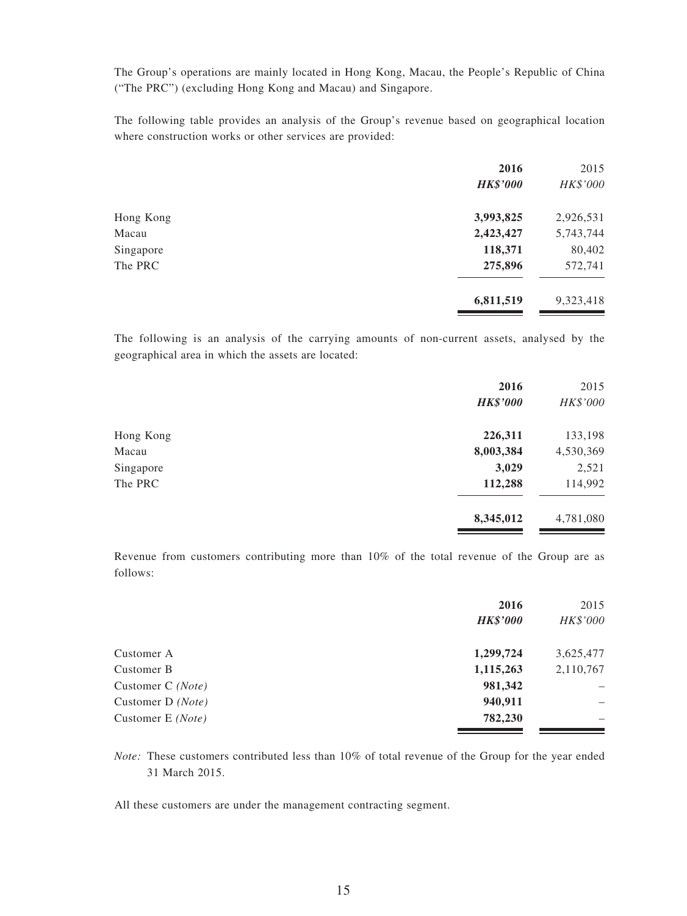The Group's operations are mainly located in Hong Kong, Macau, the People's Republic of China ("The PRC") (excluding Hong Kong and Macau) and Singapore.

The following table provides an analysis of the Group's revenue based on geographical location where construction works or other services are provided:

| | **2016** | 2015 |
|---|---|---|
| | ***HK\$'000*** | *HK\$'000* |
| Hong Kong | **3,993,825** | 2,926,531 |
| Macau | **2,423,427** | 5,743,744 |
| Singapore | **118,371** | 80,402 |
| The PRC | **275,896** | 572,741 |
| | **6,811,519** | 9,323,418 |

The following is an analysis of the carrying amounts of non-current assets, analysed by the geographical area in which the assets are located:

| | **2016** | 2015 |
|---|---|---|
| | ***HK\$'000*** | *HK\$'000* |
| Hong Kong | **226,311** | 133,198 |
| Macau | **8,003,384** | 4,530,369 |
| Singapore | **3,029** | 2,521 |
| The PRC | **112,288** | 114,992 |
| | **8,345,012** | 4,781,080 |

Revenue from customers contributing more than 10% of the total revenue of the Group are as follows:

| | **2016** | 2015 |
|---|---|---|
| | ***HK\$'000*** | *HK\$'000* |
| Customer A | **1,299,724** | 3,625,477 |
| Customer B | **1,115,263** | 2,110,767 |
| Customer C *(Note)* | **981,342** | – |
| Customer D *(Note)* | **940,911** | – |
| Customer E *(Note)* | **782,230** | – |

*Note:* These customers contributed less than 10% of total revenue of the Group for the year ended 31 March 2015.

All these customers are under the management contracting segment.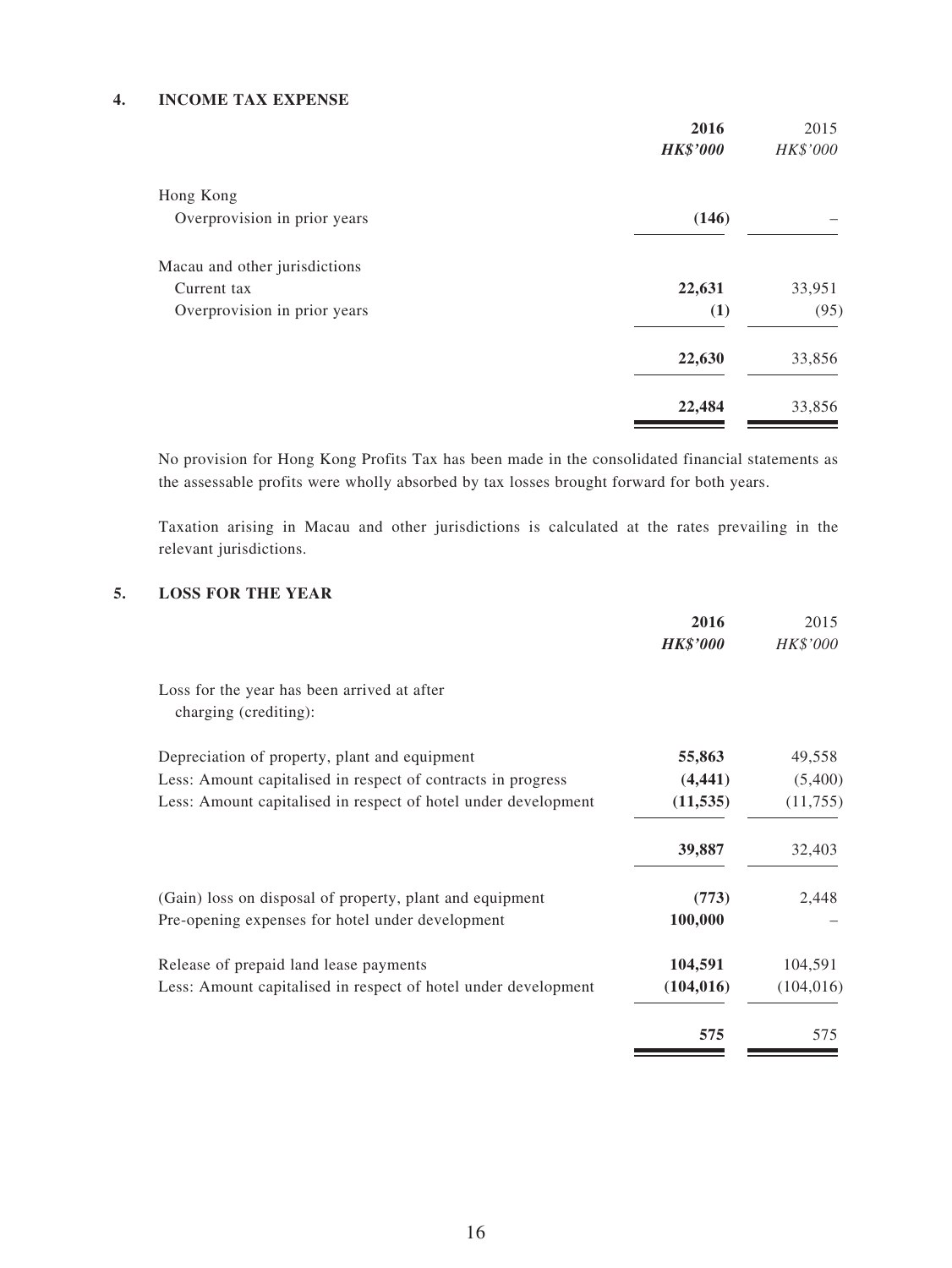## 4. INCOME TAX EXPENSE

| | **2016** | 2015 |
|---|---|---|
| | ***HK$'000*** | *HK$'000* |
| Hong Kong | | |
| Overprovision in prior years | **(146)** | – |
| Macau and other jurisdictions | | |
| Current tax | **22,631** | 33,951 |
| Overprovision in prior years | **(1)** | (95) |
| | **22,630** | 33,856 |
| | **22,484** | 33,856 |

No provision for Hong Kong Profits Tax has been made in the consolidated financial statements as the assessable profits were wholly absorbed by tax losses brought forward for both years.

Taxation arising in Macau and other jurisdictions is calculated at the rates prevailing in the relevant jurisdictions.

## 5. LOSS FOR THE YEAR

| | **2016** | 2015 |
|---|---|---|
| | ***HK$'000*** | *HK$'000* |
| Loss for the year has been arrived at after charging (crediting): | | |
| Depreciation of property, plant and equipment | **55,863** | 49,558 |
| Less: Amount capitalised in respect of contracts in progress | **(4,441)** | (5,400) |
| Less: Amount capitalised in respect of hotel under development | **(11,535)** | (11,755) |
| | **39,887** | 32,403 |
| (Gain) loss on disposal of property, plant and equipment | **(773)** | 2,448 |
| Pre-opening expenses for hotel under development | **100,000** | – |
| Release of prepaid land lease payments | **104,591** | 104,591 |
| Less: Amount capitalised in respect of hotel under development | **(104,016)** | (104,016) |
| | **575** | 575 |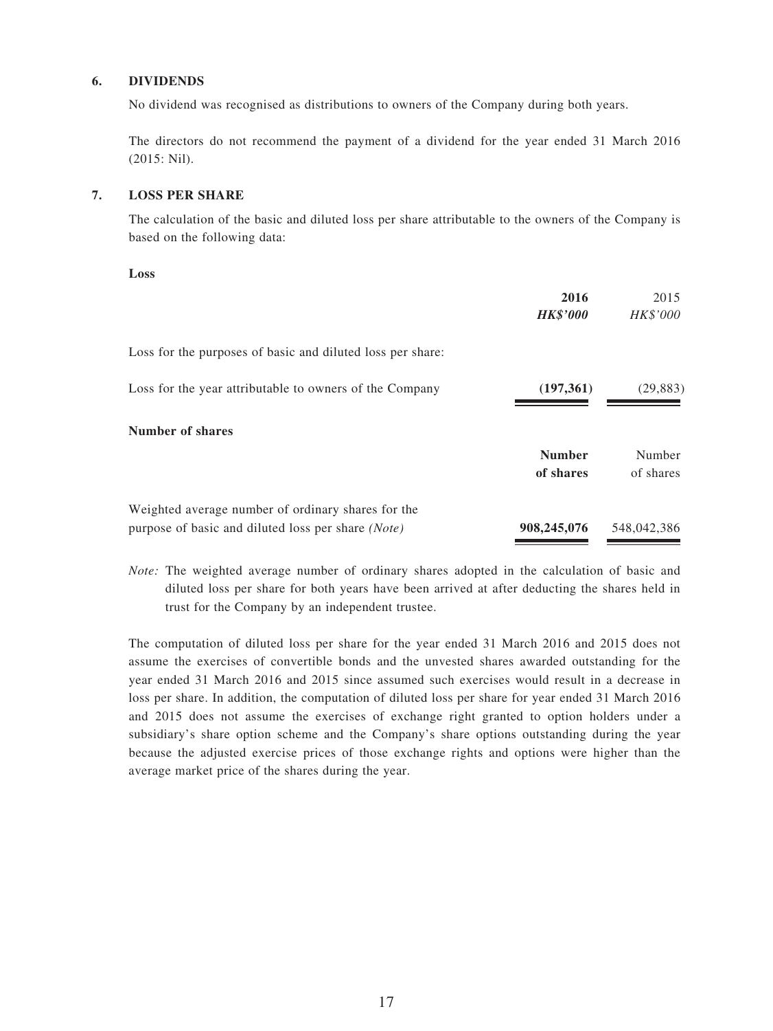## 6. DIVIDENDS

No dividend was recognised as distributions to owners of the Company during both years.

The directors do not recommend the payment of a dividend for the year ended 31 March 2016 (2015: Nil).

## 7. LOSS PER SHARE

The calculation of the basic and diluted loss per share attributable to the owners of the Company is based on the following data:

**Loss**

| | **2016** | 2015 |
|---|---|---|
| | ***HK$'000*** | *HK$'000* |
| Loss for the purposes of basic and diluted loss per share: | | |
| Loss for the year attributable to owners of the Company | **(197,361)** | (29,883) |

**Number of shares**

| | **Number of shares** | Number of shares |
|---|---|---|
| Weighted average number of ordinary shares for the purpose of basic and diluted loss per share *(Note)* | **908,245,076** | 548,042,386 |

*Note:* The weighted average number of ordinary shares adopted in the calculation of basic and diluted loss per share for both years have been arrived at after deducting the shares held in trust for the Company by an independent trustee.

The computation of diluted loss per share for the year ended 31 March 2016 and 2015 does not assume the exercises of convertible bonds and the unvested shares awarded outstanding for the year ended 31 March 2016 and 2015 since assumed such exercises would result in a decrease in loss per share. In addition, the computation of diluted loss per share for year ended 31 March 2016 and 2015 does not assume the exercises of exchange right granted to option holders under a subsidiary's share option scheme and the Company's share options outstanding during the year because the adjusted exercise prices of those exchange rights and options were higher than the average market price of the shares during the year.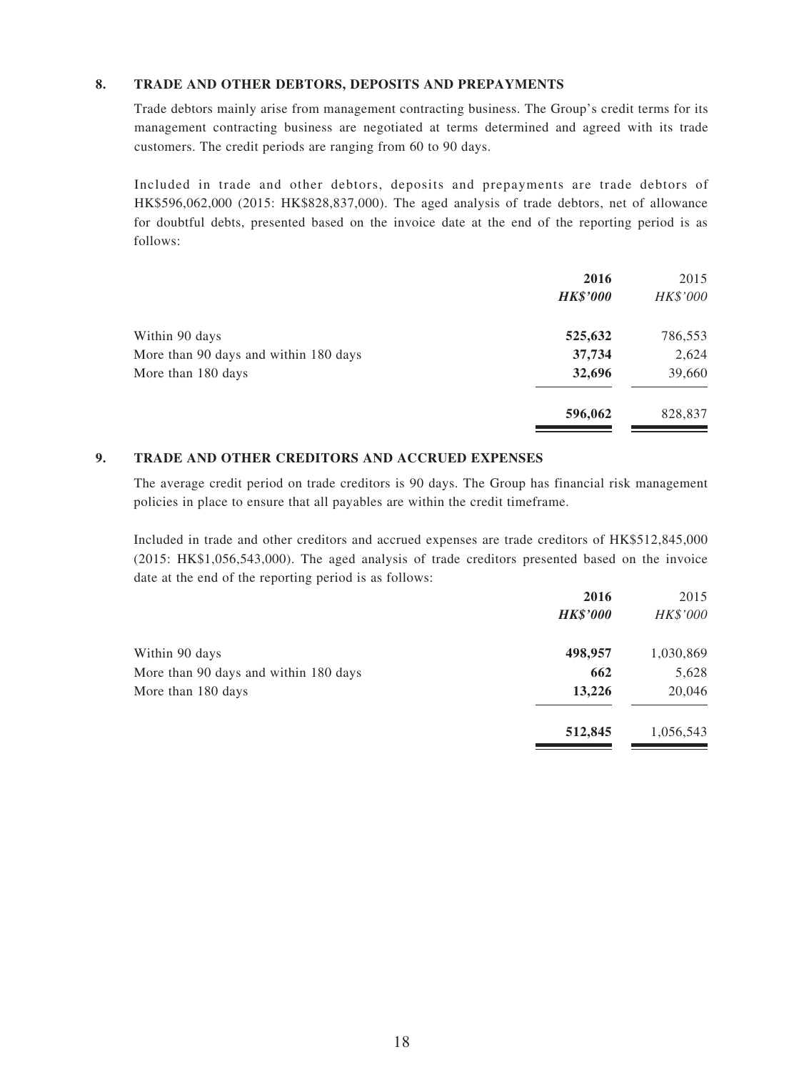## 8. TRADE AND OTHER DEBTORS, DEPOSITS AND PREPAYMENTS

Trade debtors mainly arise from management contracting business. The Group's credit terms for its management contracting business are negotiated at terms determined and agreed with its trade customers. The credit periods are ranging from 60 to 90 days.

Included in trade and other debtors, deposits and prepayments are trade debtors of HK$596,062,000 (2015: HK$828,837,000). The aged analysis of trade debtors, net of allowance for doubtful debts, presented based on the invoice date at the end of the reporting period is as follows:

| | **2016** | 2015 |
|---|---|---|
| | ***HK$'000*** | *HK$'000* |
| Within 90 days | **525,632** | 786,553 |
| More than 90 days and within 180 days | **37,734** | 2,624 |
| More than 180 days | **32,696** | 39,660 |
| | **596,062** | 828,837 |

## 9. TRADE AND OTHER CREDITORS AND ACCRUED EXPENSES

The average credit period on trade creditors is 90 days. The Group has financial risk management policies in place to ensure that all payables are within the credit timeframe.

Included in trade and other creditors and accrued expenses are trade creditors of HK$512,845,000 (2015: HK$1,056,543,000). The aged analysis of trade creditors presented based on the invoice date at the end of the reporting period is as follows:

| | **2016** | 2015 |
|---|---|---|
| | ***HK$'000*** | *HK$'000* |
| Within 90 days | **498,957** | 1,030,869 |
| More than 90 days and within 180 days | **662** | 5,628 |
| More than 180 days | **13,226** | 20,046 |
| | **512,845** | 1,056,543 |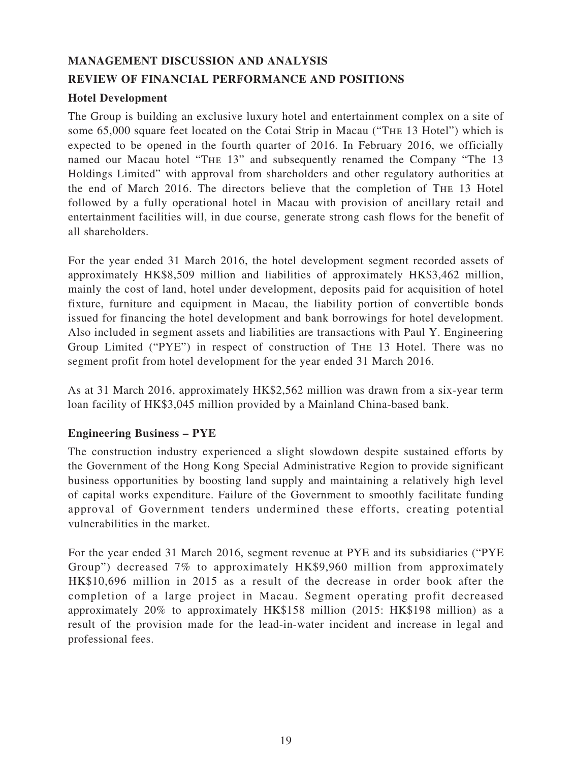## MANAGEMENT DISCUSSION AND ANALYSIS

## REVIEW OF FINANCIAL PERFORMANCE AND POSITIONS

### Hotel Development

The Group is building an exclusive luxury hotel and entertainment complex on a site of some 65,000 square feet located on the Cotai Strip in Macau ("The 13 Hotel") which is expected to be opened in the fourth quarter of 2016. In February 2016, we officially named our Macau hotel "The 13" and subsequently renamed the Company "The 13 Holdings Limited" with approval from shareholders and other regulatory authorities at the end of March 2016. The directors believe that the completion of The 13 Hotel followed by a fully operational hotel in Macau with provision of ancillary retail and entertainment facilities will, in due course, generate strong cash flows for the benefit of all shareholders.

For the year ended 31 March 2016, the hotel development segment recorded assets of approximately HK$8,509 million and liabilities of approximately HK$3,462 million, mainly the cost of land, hotel under development, deposits paid for acquisition of hotel fixture, furniture and equipment in Macau, the liability portion of convertible bonds issued for financing the hotel development and bank borrowings for hotel development. Also included in segment assets and liabilities are transactions with Paul Y. Engineering Group Limited ("PYE") in respect of construction of The 13 Hotel. There was no segment profit from hotel development for the year ended 31 March 2016.

As at 31 March 2016, approximately HK$2,562 million was drawn from a six-year term loan facility of HK$3,045 million provided by a Mainland China-based bank.

### Engineering Business – PYE

The construction industry experienced a slight slowdown despite sustained efforts by the Government of the Hong Kong Special Administrative Region to provide significant business opportunities by boosting land supply and maintaining a relatively high level of capital works expenditure. Failure of the Government to smoothly facilitate funding approval of Government tenders undermined these efforts, creating potential vulnerabilities in the market.

For the year ended 31 March 2016, segment revenue at PYE and its subsidiaries ("PYE Group") decreased 7% to approximately HK$9,960 million from approximately HK$10,696 million in 2015 as a result of the decrease in order book after the completion of a large project in Macau. Segment operating profit decreased approximately 20% to approximately HK$158 million (2015: HK$198 million) as a result of the provision made for the lead-in-water incident and increase in legal and professional fees.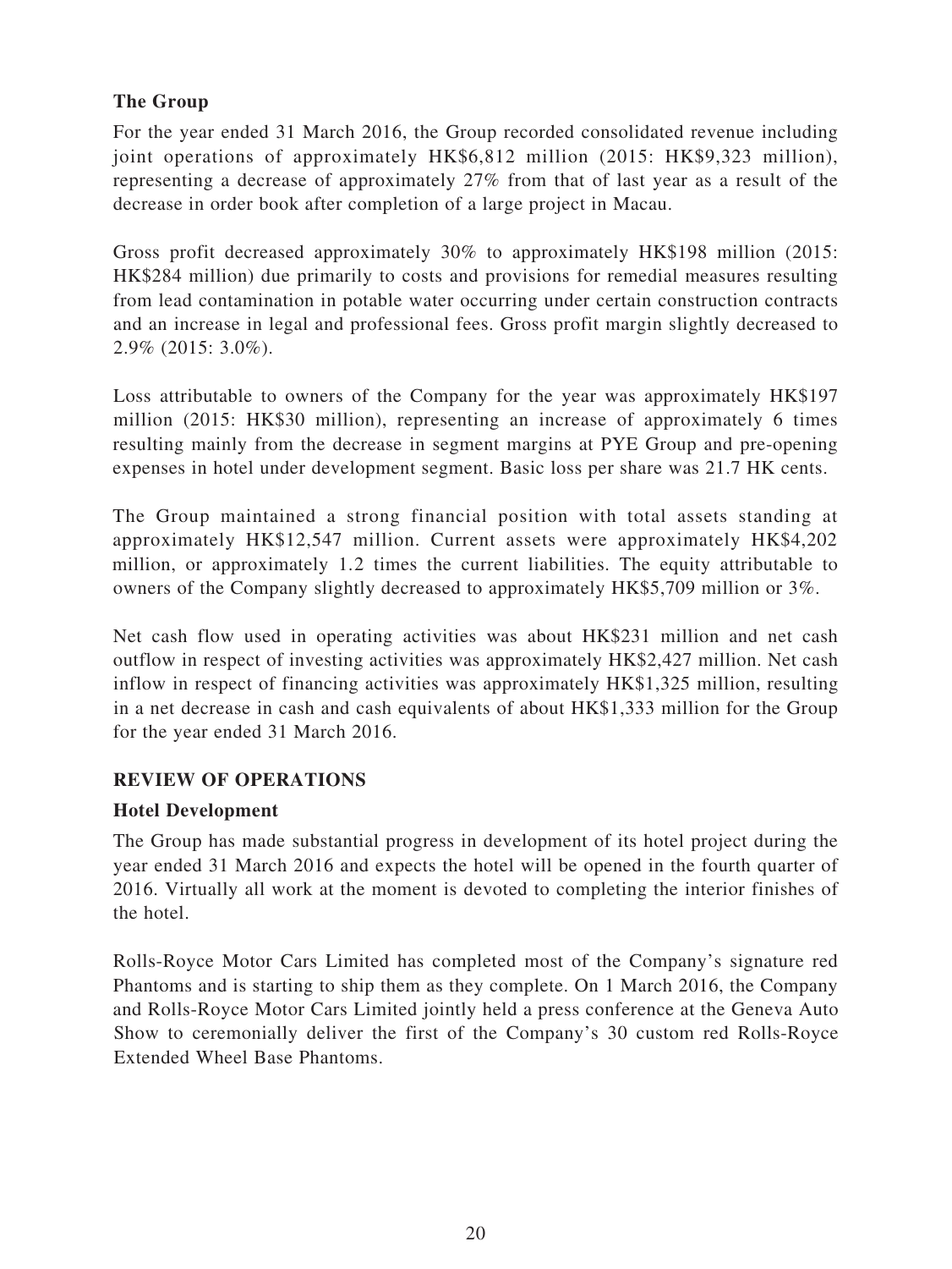**The Group**

For the year ended 31 March 2016, the Group recorded consolidated revenue including joint operations of approximately HK$6,812 million (2015: HK$9,323 million), representing a decrease of approximately 27% from that of last year as a result of the decrease in order book after completion of a large project in Macau.

Gross profit decreased approximately 30% to approximately HK$198 million (2015: HK$284 million) due primarily to costs and provisions for remedial measures resulting from lead contamination in potable water occurring under certain construction contracts and an increase in legal and professional fees. Gross profit margin slightly decreased to 2.9% (2015: 3.0%).

Loss attributable to owners of the Company for the year was approximately HK$197 million (2015: HK$30 million), representing an increase of approximately 6 times resulting mainly from the decrease in segment margins at PYE Group and pre-opening expenses in hotel under development segment. Basic loss per share was 21.7 HK cents.

The Group maintained a strong financial position with total assets standing at approximately HK$12,547 million. Current assets were approximately HK$4,202 million, or approximately 1.2 times the current liabilities. The equity attributable to owners of the Company slightly decreased to approximately HK$5,709 million or 3%.

Net cash flow used in operating activities was about HK$231 million and net cash outflow in respect of investing activities was approximately HK$2,427 million. Net cash inflow in respect of financing activities was approximately HK$1,325 million, resulting in a net decrease in cash and cash equivalents of about HK$1,333 million for the Group for the year ended 31 March 2016.

## REVIEW OF OPERATIONS

**Hotel Development**

The Group has made substantial progress in development of its hotel project during the year ended 31 March 2016 and expects the hotel will be opened in the fourth quarter of 2016. Virtually all work at the moment is devoted to completing the interior finishes of the hotel.

Rolls-Royce Motor Cars Limited has completed most of the Company's signature red Phantoms and is starting to ship them as they complete. On 1 March 2016, the Company and Rolls-Royce Motor Cars Limited jointly held a press conference at the Geneva Auto Show to ceremonially deliver the first of the Company's 30 custom red Rolls-Royce Extended Wheel Base Phantoms.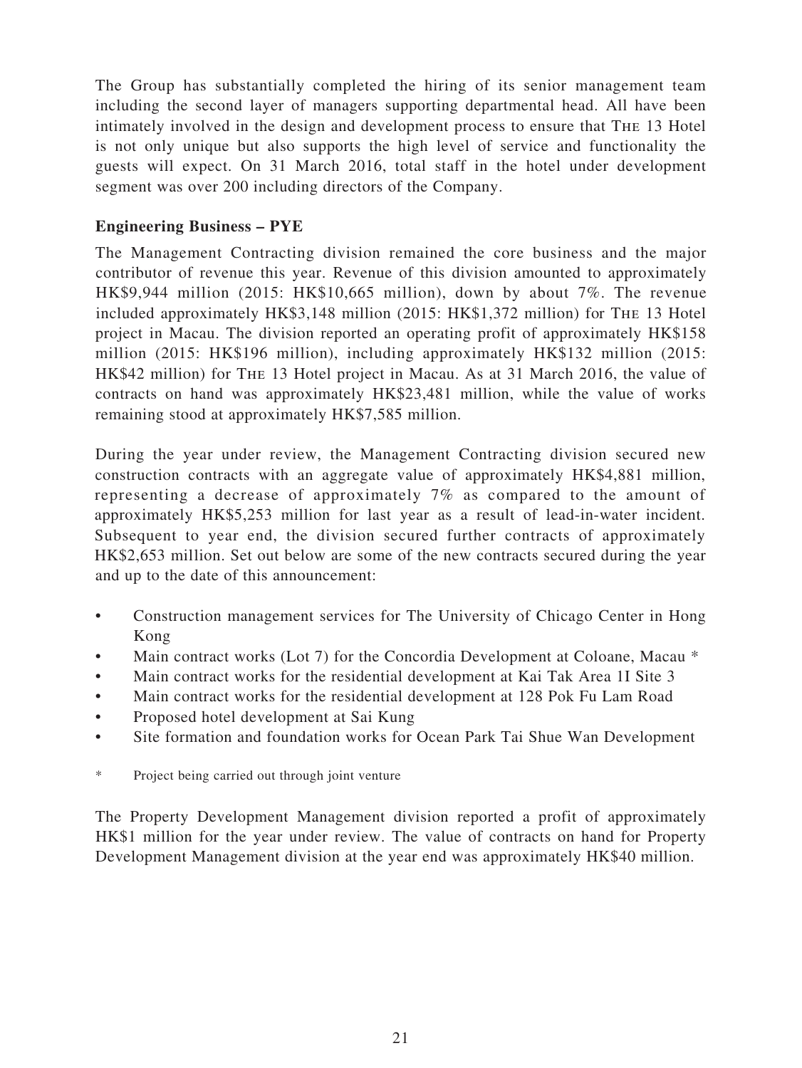The Group has substantially completed the hiring of its senior management team including the second layer of managers supporting departmental head. All have been intimately involved in the design and development process to ensure that The 13 Hotel is not only unique but also supports the high level of service and functionality the guests will expect. On 31 March 2016, total staff in the hotel under development segment was over 200 including directors of the Company.

**Engineering Business – PYE**

The Management Contracting division remained the core business and the major contributor of revenue this year. Revenue of this division amounted to approximately HK$9,944 million (2015: HK$10,665 million), down by about 7%. The revenue included approximately HK$3,148 million (2015: HK$1,372 million) for The 13 Hotel project in Macau. The division reported an operating profit of approximately HK$158 million (2015: HK$196 million), including approximately HK$132 million (2015: HK$42 million) for The 13 Hotel project in Macau. As at 31 March 2016, the value of contracts on hand was approximately HK$23,481 million, while the value of works remaining stood at approximately HK$7,585 million.

During the year under review, the Management Contracting division secured new construction contracts with an aggregate value of approximately HK$4,881 million, representing a decrease of approximately 7% as compared to the amount of approximately HK$5,253 million for last year as a result of lead-in-water incident. Subsequent to year end, the division secured further contracts of approximately HK$2,653 million. Set out below are some of the new contracts secured during the year and up to the date of this announcement:

- Construction management services for The University of Chicago Center in Hong Kong
- Main contract works (Lot 7) for the Concordia Development at Coloane, Macau *
- Main contract works for the residential development at Kai Tak Area 1I Site 3
- Main contract works for the residential development at 128 Pok Fu Lam Road
- Proposed hotel development at Sai Kung
- Site formation and foundation works for Ocean Park Tai Shue Wan Development

\* Project being carried out through joint venture

The Property Development Management division reported a profit of approximately HK$1 million for the year under review. The value of contracts on hand for Property Development Management division at the year end was approximately HK$40 million.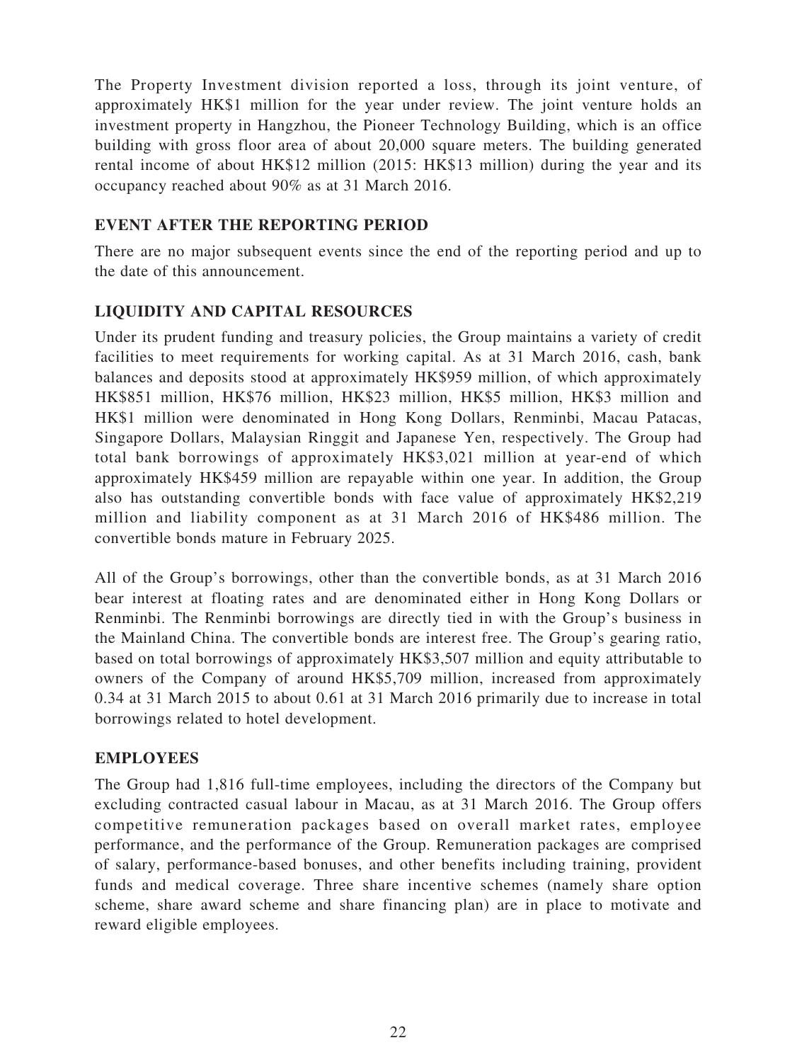The Property Investment division reported a loss, through its joint venture, of approximately HK$1 million for the year under review. The joint venture holds an investment property in Hangzhou, the Pioneer Technology Building, which is an office building with gross floor area of about 20,000 square meters. The building generated rental income of about HK$12 million (2015: HK$13 million) during the year and its occupancy reached about 90% as at 31 March 2016.

## EVENT AFTER THE REPORTING PERIOD

There are no major subsequent events since the end of the reporting period and up to the date of this announcement.

## LIQUIDITY AND CAPITAL RESOURCES

Under its prudent funding and treasury policies, the Group maintains a variety of credit facilities to meet requirements for working capital. As at 31 March 2016, cash, bank balances and deposits stood at approximately HK$959 million, of which approximately HK$851 million, HK$76 million, HK$23 million, HK$5 million, HK$3 million and HK$1 million were denominated in Hong Kong Dollars, Renminbi, Macau Patacas, Singapore Dollars, Malaysian Ringgit and Japanese Yen, respectively. The Group had total bank borrowings of approximately HK$3,021 million at year-end of which approximately HK$459 million are repayable within one year. In addition, the Group also has outstanding convertible bonds with face value of approximately HK$2,219 million and liability component as at 31 March 2016 of HK$486 million. The convertible bonds mature in February 2025.

All of the Group's borrowings, other than the convertible bonds, as at 31 March 2016 bear interest at floating rates and are denominated either in Hong Kong Dollars or Renminbi. The Renminbi borrowings are directly tied in with the Group's business in the Mainland China. The convertible bonds are interest free. The Group's gearing ratio, based on total borrowings of approximately HK$3,507 million and equity attributable to owners of the Company of around HK$5,709 million, increased from approximately 0.34 at 31 March 2015 to about 0.61 at 31 March 2016 primarily due to increase in total borrowings related to hotel development.

## EMPLOYEES

The Group had 1,816 full-time employees, including the directors of the Company but excluding contracted casual labour in Macau, as at 31 March 2016. The Group offers competitive remuneration packages based on overall market rates, employee performance, and the performance of the Group. Remuneration packages are comprised of salary, performance-based bonuses, and other benefits including training, provident funds and medical coverage. Three share incentive schemes (namely share option scheme, share award scheme and share financing plan) are in place to motivate and reward eligible employees.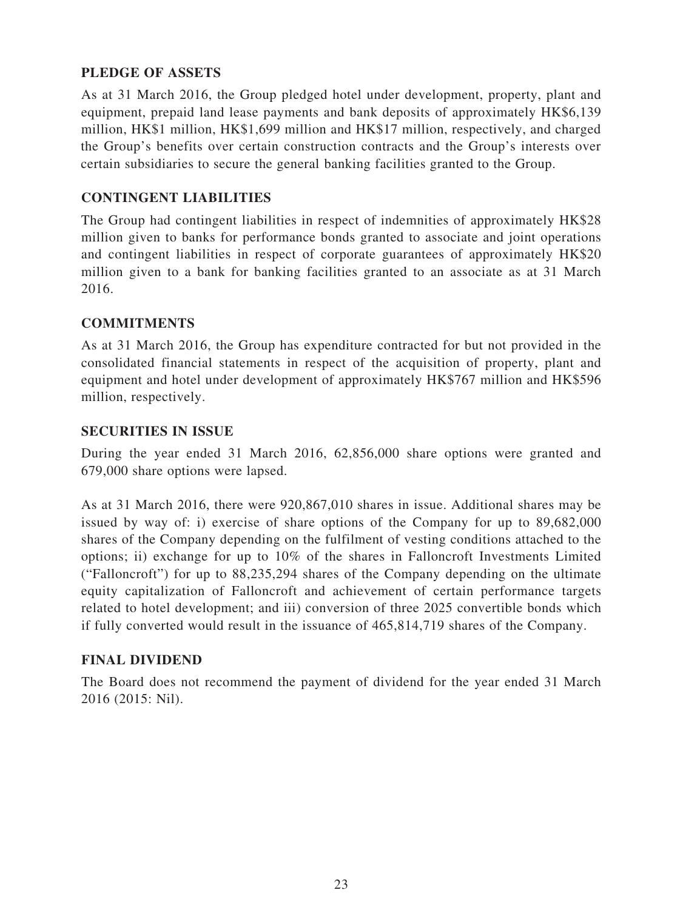## PLEDGE OF ASSETS

As at 31 March 2016, the Group pledged hotel under development, property, plant and equipment, prepaid land lease payments and bank deposits of approximately HK$6,139 million, HK$1 million, HK$1,699 million and HK$17 million, respectively, and charged the Group's benefits over certain construction contracts and the Group's interests over certain subsidiaries to secure the general banking facilities granted to the Group.

## CONTINGENT LIABILITIES

The Group had contingent liabilities in respect of indemnities of approximately HK$28 million given to banks for performance bonds granted to associate and joint operations and contingent liabilities in respect of corporate guarantees of approximately HK$20 million given to a bank for banking facilities granted to an associate as at 31 March 2016.

## COMMITMENTS

As at 31 March 2016, the Group has expenditure contracted for but not provided in the consolidated financial statements in respect of the acquisition of property, plant and equipment and hotel under development of approximately HK$767 million and HK$596 million, respectively.

## SECURITIES IN ISSUE

During the year ended 31 March 2016, 62,856,000 share options were granted and 679,000 share options were lapsed.

As at 31 March 2016, there were 920,867,010 shares in issue. Additional shares may be issued by way of: i) exercise of share options of the Company for up to 89,682,000 shares of the Company depending on the fulfilment of vesting conditions attached to the options; ii) exchange for up to 10% of the shares in Falloncroft Investments Limited ("Falloncroft") for up to 88,235,294 shares of the Company depending on the ultimate equity capitalization of Falloncroft and achievement of certain performance targets related to hotel development; and iii) conversion of three 2025 convertible bonds which if fully converted would result in the issuance of 465,814,719 shares of the Company.

## FINAL DIVIDEND

The Board does not recommend the payment of dividend for the year ended 31 March 2016 (2015: Nil).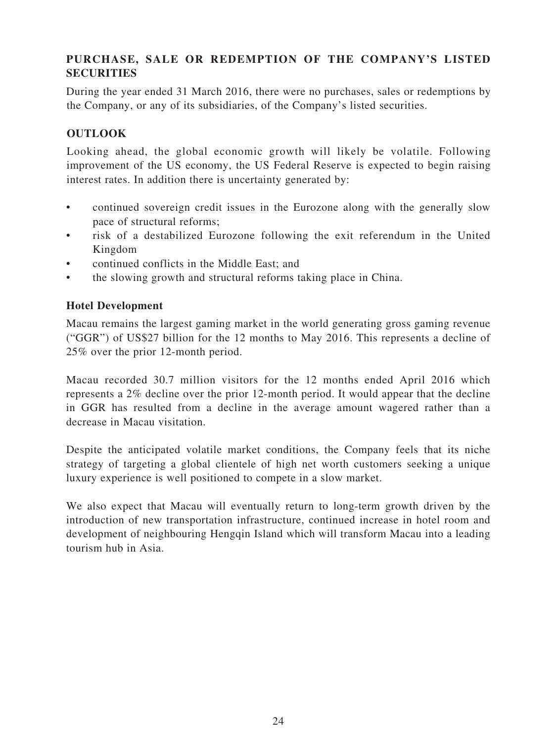## PURCHASE, SALE OR REDEMPTION OF THE COMPANY'S LISTED SECURITIES

During the year ended 31 March 2016, there were no purchases, sales or redemptions by the Company, or any of its subsidiaries, of the Company's listed securities.

## OUTLOOK

Looking ahead, the global economic growth will likely be volatile. Following improvement of the US economy, the US Federal Reserve is expected to begin raising interest rates. In addition there is uncertainty generated by:

- continued sovereign credit issues in the Eurozone along with the generally slow pace of structural reforms;
- risk of a destabilized Eurozone following the exit referendum in the United Kingdom
- continued conflicts in the Middle East; and
- the slowing growth and structural reforms taking place in China.

### Hotel Development

Macau remains the largest gaming market in the world generating gross gaming revenue ("GGR") of US$27 billion for the 12 months to May 2016. This represents a decline of 25% over the prior 12-month period.

Macau recorded 30.7 million visitors for the 12 months ended April 2016 which represents a 2% decline over the prior 12-month period. It would appear that the decline in GGR has resulted from a decline in the average amount wagered rather than a decrease in Macau visitation.

Despite the anticipated volatile market conditions, the Company feels that its niche strategy of targeting a global clientele of high net worth customers seeking a unique luxury experience is well positioned to compete in a slow market.

We also expect that Macau will eventually return to long-term growth driven by the introduction of new transportation infrastructure, continued increase in hotel room and development of neighbouring Hengqin Island which will transform Macau into a leading tourism hub in Asia.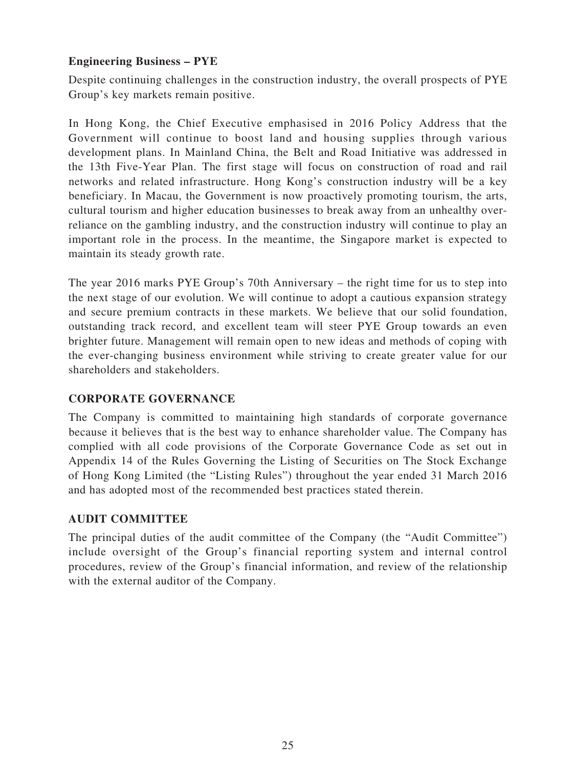### Engineering Business – PYE

Despite continuing challenges in the construction industry, the overall prospects of PYE Group's key markets remain positive.

In Hong Kong, the Chief Executive emphasised in 2016 Policy Address that the Government will continue to boost land and housing supplies through various development plans. In Mainland China, the Belt and Road Initiative was addressed in the 13th Five-Year Plan. The first stage will focus on construction of road and rail networks and related infrastructure. Hong Kong's construction industry will be a key beneficiary. In Macau, the Government is now proactively promoting tourism, the arts, cultural tourism and higher education businesses to break away from an unhealthy over-reliance on the gambling industry, and the construction industry will continue to play an important role in the process. In the meantime, the Singapore market is expected to maintain its steady growth rate.

The year 2016 marks PYE Group's 70th Anniversary – the right time for us to step into the next stage of our evolution. We will continue to adopt a cautious expansion strategy and secure premium contracts in these markets. We believe that our solid foundation, outstanding track record, and excellent team will steer PYE Group towards an even brighter future. Management will remain open to new ideas and methods of coping with the ever-changing business environment while striving to create greater value for our shareholders and stakeholders.

## CORPORATE GOVERNANCE

The Company is committed to maintaining high standards of corporate governance because it believes that is the best way to enhance shareholder value. The Company has complied with all code provisions of the Corporate Governance Code as set out in Appendix 14 of the Rules Governing the Listing of Securities on The Stock Exchange of Hong Kong Limited (the "Listing Rules") throughout the year ended 31 March 2016 and has adopted most of the recommended best practices stated therein.

## AUDIT COMMITTEE

The principal duties of the audit committee of the Company (the "Audit Committee") include oversight of the Group's financial reporting system and internal control procedures, review of the Group's financial information, and review of the relationship with the external auditor of the Company.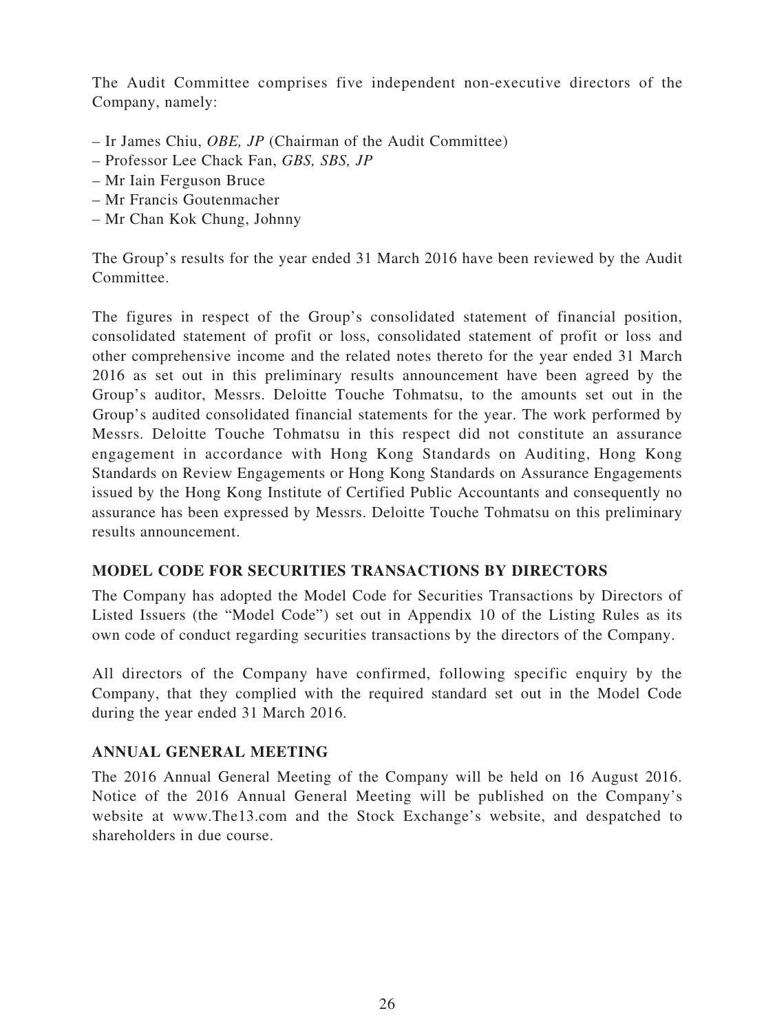The Audit Committee comprises five independent non-executive directors of the Company, namely:

– Ir James Chiu, *OBE, JP* (Chairman of the Audit Committee)
– Professor Lee Chack Fan, *GBS, SBS, JP*
– Mr Iain Ferguson Bruce
– Mr Francis Goutenmacher
– Mr Chan Kok Chung, Johnny

The Group's results for the year ended 31 March 2016 have been reviewed by the Audit Committee.

The figures in respect of the Group's consolidated statement of financial position, consolidated statement of profit or loss, consolidated statement of profit or loss and other comprehensive income and the related notes thereto for the year ended 31 March 2016 as set out in this preliminary results announcement have been agreed by the Group's auditor, Messrs. Deloitte Touche Tohmatsu, to the amounts set out in the Group's audited consolidated financial statements for the year. The work performed by Messrs. Deloitte Touche Tohmatsu in this respect did not constitute an assurance engagement in accordance with Hong Kong Standards on Auditing, Hong Kong Standards on Review Engagements or Hong Kong Standards on Assurance Engagements issued by the Hong Kong Institute of Certified Public Accountants and consequently no assurance has been expressed by Messrs. Deloitte Touche Tohmatsu on this preliminary results announcement.

## MODEL CODE FOR SECURITIES TRANSACTIONS BY DIRECTORS

The Company has adopted the Model Code for Securities Transactions by Directors of Listed Issuers (the "Model Code") set out in Appendix 10 of the Listing Rules as its own code of conduct regarding securities transactions by the directors of the Company.

All directors of the Company have confirmed, following specific enquiry by the Company, that they complied with the required standard set out in the Model Code during the year ended 31 March 2016.

## ANNUAL GENERAL MEETING

The 2016 Annual General Meeting of the Company will be held on 16 August 2016. Notice of the 2016 Annual General Meeting will be published on the Company's website at www.The13.com and the Stock Exchange's website, and despatched to shareholders in due course.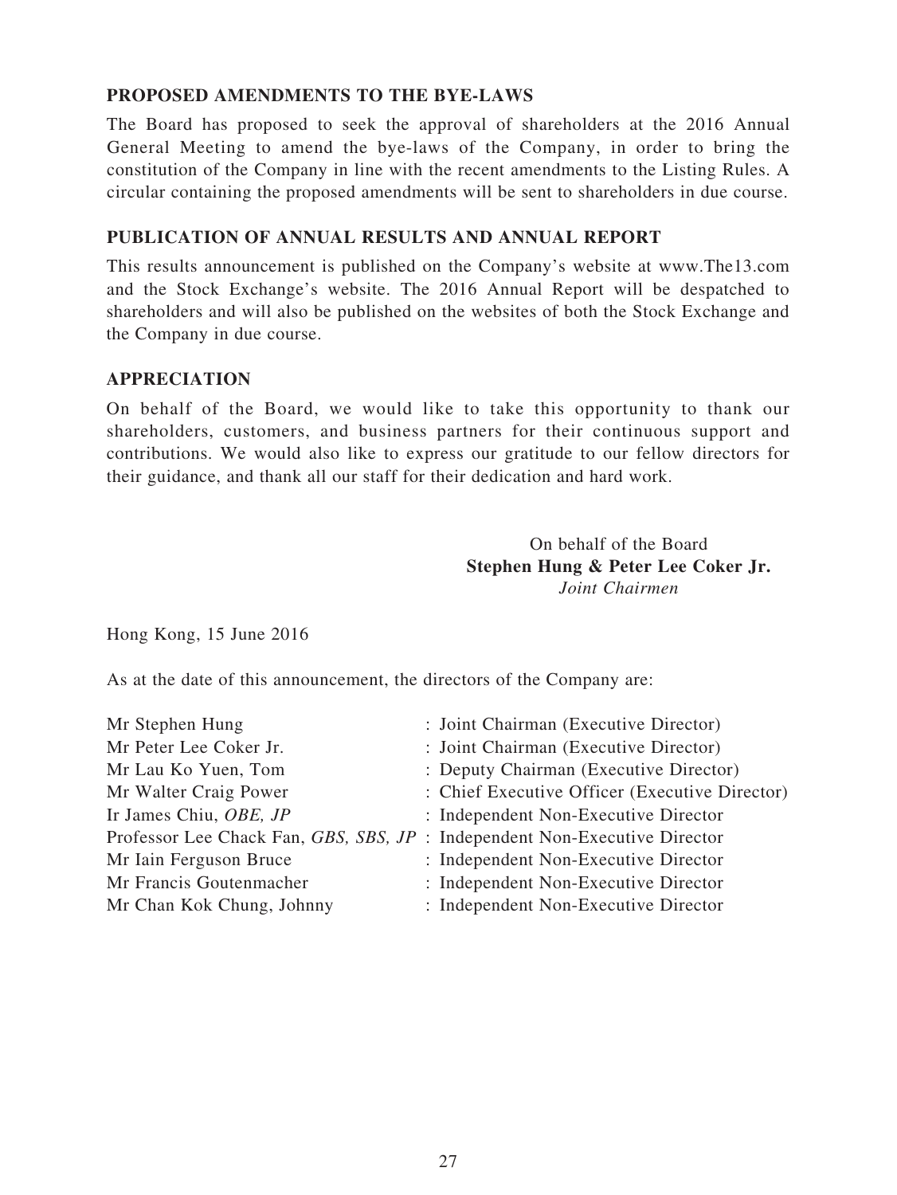## PROPOSED AMENDMENTS TO THE BYE-LAWS

The Board has proposed to seek the approval of shareholders at the 2016 Annual General Meeting to amend the bye-laws of the Company, in order to bring the constitution of the Company in line with the recent amendments to the Listing Rules. A circular containing the proposed amendments will be sent to shareholders in due course.

## PUBLICATION OF ANNUAL RESULTS AND ANNUAL REPORT

This results announcement is published on the Company's website at www.The13.com and the Stock Exchange's website. The 2016 Annual Report will be despatched to shareholders and will also be published on the websites of both the Stock Exchange and the Company in due course.

## APPRECIATION

On behalf of the Board, we would like to take this opportunity to thank our shareholders, customers, and business partners for their continuous support and contributions. We would also like to express our gratitude to our fellow directors for their guidance, and thank all our staff for their dedication and hard work.

On behalf of the Board
**Stephen Hung & Peter Lee Coker Jr.**
*Joint Chairmen*

Hong Kong, 15 June 2016

As at the date of this announcement, the directors of the Company are:

| | |
|---|---|
| Mr Stephen Hung | : Joint Chairman (Executive Director) |
| Mr Peter Lee Coker Jr. | : Joint Chairman (Executive Director) |
| Mr Lau Ko Yuen, Tom | : Deputy Chairman (Executive Director) |
| Mr Walter Craig Power | : Chief Executive Officer (Executive Director) |
| Ir James Chiu, *OBE, JP* | : Independent Non-Executive Director |
| Professor Lee Chack Fan, *GBS, SBS, JP* | : Independent Non-Executive Director |
| Mr Iain Ferguson Bruce | : Independent Non-Executive Director |
| Mr Francis Goutenmacher | : Independent Non-Executive Director |
| Mr Chan Kok Chung, Johnny | : Independent Non-Executive Director |